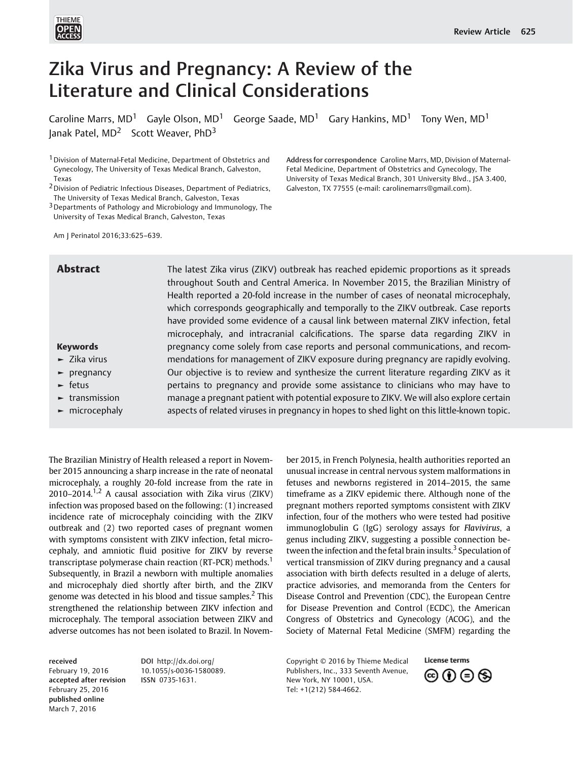# Zika Virus and Pregnancy: A Review of the Literature and Clinical Considerations

Caroline Marrs, MD[1] Gayle Olson, MD[1] George Saade, MD[1] Gary Hankins, MD[1] Tony Wen, MD[1] Janak Patel, MD[2] Scott Weaver, PhD[3]

[1] Division of Maternal-Fetal Medicine, Department of Obstetrics and Gynecology, The University of Texas Medical Branch, Galveston, Texas
[2] Division of Pediatric Infectious Diseases, Department of Pediatrics, The University of Texas Medical Branch, Galveston, Texas
[3] Departments of Pathology and Microbiology and Immunology, The University of Texas Medical Branch, Galveston, Texas

Address for correspondence Caroline Marrs, MD, Division of Maternal-Fetal Medicine, Department of Obstetrics and Gynecology, The University of Texas Medical Branch, 301 University Blvd., JSA 3.400, Galveston, TX 77555 (e-mail: carolinemarrs@gmail.com).

Am J Perinatol 2016;33:625–639.

## Abstract

The latest Zika virus (ZIKV) outbreak has reached epidemic proportions as it spreads throughout South and Central America. In November 2015, the Brazilian Ministry of Health reported a 20-fold increase in the number of cases of neonatal microcephaly, which corresponds geographically and temporally to the ZIKV outbreak. Case reports have provided some evidence of a causal link between maternal ZIKV infection, fetal microcephaly, and intracranial calcifications. The sparse data regarding ZIKV in pregnancy come solely from case reports and personal communications, and recommendations for management of ZIKV exposure during pregnancy are rapidly evolving. Our objective is to review and synthesize the current literature regarding ZIKV as it pertains to pregnancy and provide some assistance to clinicians who may have to manage a pregnant patient with potential exposure to ZIKV. We will also explore certain aspects of related viruses in pregnancy in hopes to shed light on this little-known topic.

**Keywords**

- Zika virus
- pregnancy
- fetus
- transmission
- microcephaly

The Brazilian Ministry of Health released a report in November 2015 announcing a sharp increase in the rate of neonatal microcephaly, a roughly 20-fold increase from the rate in 2010–2014.[1,2] A causal association with Zika virus (ZIKV) infection was proposed based on the following: (1) increased incidence rate of microcephaly coinciding with the ZIKV outbreak and (2) two reported cases of pregnant women with symptoms consistent with ZIKV infection, fetal microcephaly, and amniotic fluid positive for ZIKV by reverse transcriptase polymerase chain reaction (RT-PCR) methods.[1] Subsequently, in Brazil a newborn with multiple anomalies and microcephaly died shortly after birth, and the ZIKV genome was detected in his blood and tissue samples.[2] This strengthened the relationship between ZIKV infection and microcephaly. The temporal association between ZIKV and adverse outcomes has not been isolated to Brazil. In November 2015, in French Polynesia, health authorities reported an unusual increase in central nervous system malformations in fetuses and newborns registered in 2014–2015, the same timeframe as a ZIKV epidemic there. Although none of the pregnant mothers reported symptoms consistent with ZIKV infection, four of the mothers who were tested had positive immunoglobulin G (IgG) serology assays for *Flavivirus*, a genus including ZIKV, suggesting a possible connection between the infection and the fetal brain insults.[3] Speculation of vertical transmission of ZIKV during pregnancy and a causal association with birth defects resulted in a deluge of alerts, practice advisories, and memoranda from the Centers for Disease Control and Prevention (CDC), the European Centre for Disease Prevention and Control (ECDC), the American Congress of Obstetrics and Gynecology (ACOG), and the Society of Maternal Fetal Medicine (SMFM) regarding the

received February 19, 2016
accepted after revision February 25, 2016
published online March 7, 2016

DOI http://dx.doi.org/10.1055/s-0036-1580089.
ISSN 0735-1631.

Copyright © 2016 by Thieme Medical Publishers, Inc., 333 Seventh Avenue, New York, NY 10001, USA.
Tel: +1(212) 584-4662.

License terms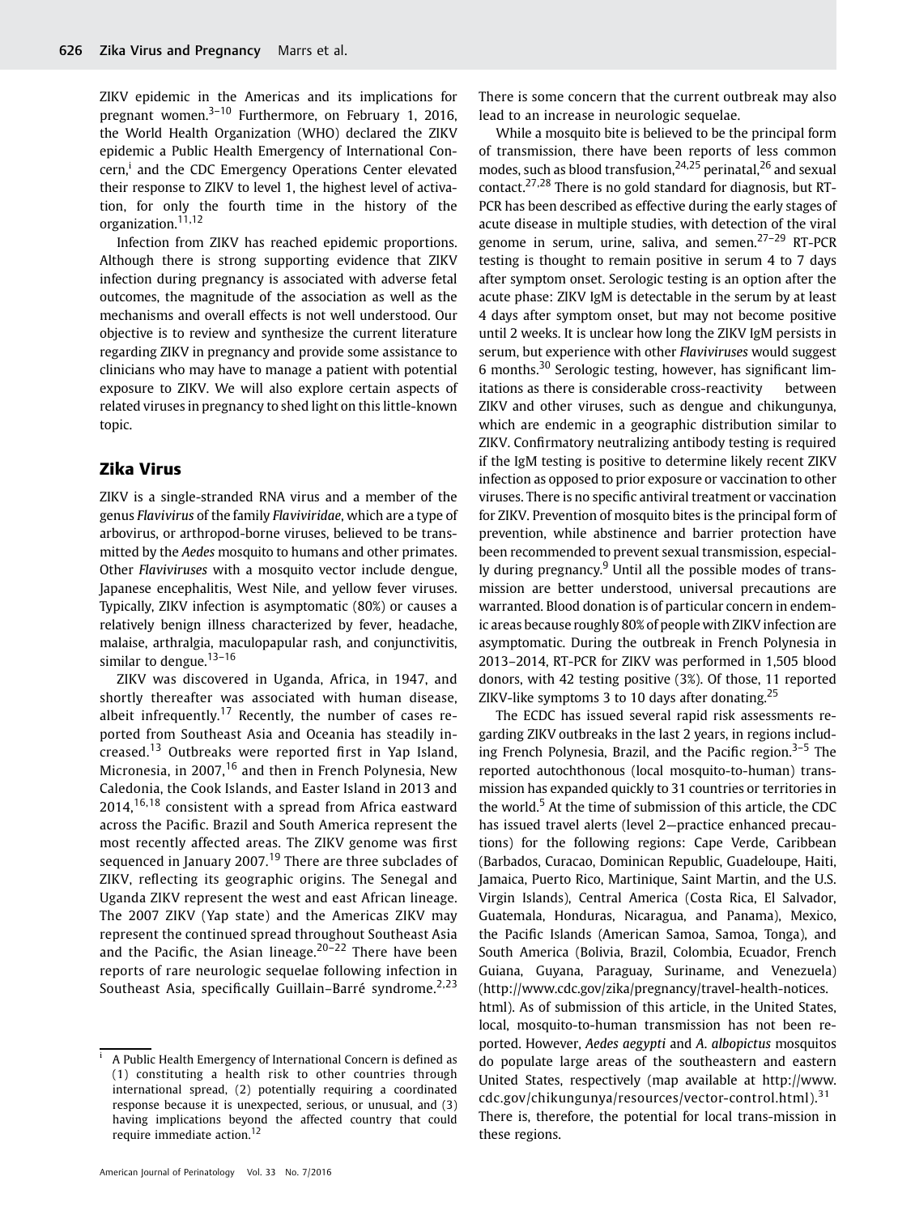ZIKV epidemic in the Americas and its implications for pregnant women.[3–10] Furthermore, on February 1, 2016, the World Health Organization (WHO) declared the ZIKV epidemic a Public Health Emergency of International Concern,[i] and the CDC Emergency Operations Center elevated their response to ZIKV to level 1, the highest level of activation, for only the fourth time in the history of the organization.[11,12]

Infection from ZIKV has reached epidemic proportions. Although there is strong supporting evidence that ZIKV infection during pregnancy is associated with adverse fetal outcomes, the magnitude of the association as well as the mechanisms and overall effects is not well understood. Our objective is to review and synthesize the current literature regarding ZIKV in pregnancy and provide some assistance to clinicians who may have to manage a patient with potential exposure to ZIKV. We will also explore certain aspects of related viruses in pregnancy to shed light on this little-known topic.

## Zika Virus

ZIKV is a single-stranded RNA virus and a member of the genus *Flavivirus* of the family *Flaviviridae*, which are a type of arbovirus, or arthropod-borne viruses, believed to be transmitted by the *Aedes* mosquito to humans and other primates. Other *Flaviviruses* with a mosquito vector include dengue, Japanese encephalitis, West Nile, and yellow fever viruses. Typically, ZIKV infection is asymptomatic (80%) or causes a relatively benign illness characterized by fever, headache, malaise, arthralgia, maculopapular rash, and conjunctivitis, similar to dengue.[13–16]

ZIKV was discovered in Uganda, Africa, in 1947, and shortly thereafter was associated with human disease, albeit infrequently.[17] Recently, the number of cases reported from Southeast Asia and Oceania has steadily increased.[13] Outbreaks were reported first in Yap Island, Micronesia, in 2007,[16] and then in French Polynesia, New Caledonia, the Cook Islands, and Easter Island in 2013 and 2014,[16,18] consistent with a spread from Africa eastward across the Pacific. Brazil and South America represent the most recently affected areas. The ZIKV genome was first sequenced in January 2007.[19] There are three subclades of ZIKV, reflecting its geographic origins. The Senegal and Uganda ZIKV represent the west and east African lineage. The 2007 ZIKV (Yap state) and the Americas ZIKV may represent the continued spread throughout Southeast Asia and the Pacific, the Asian lineage.[20–22] There have been reports of rare neurologic sequelae following infection in Southeast Asia, specifically Guillain–Barré syndrome.[2,23] There is some concern that the current outbreak may also lead to an increase in neurologic sequelae.

While a mosquito bite is believed to be the principal form of transmission, there have been reports of less common modes, such as blood transfusion,[24,25] perinatal,[26] and sexual contact.[27,28] There is no gold standard for diagnosis, but RT-PCR has been described as effective during the early stages of acute disease in multiple studies, with detection of the viral genome in serum, urine, saliva, and semen.[27–29] RT-PCR testing is thought to remain positive in serum 4 to 7 days after symptom onset. Serologic testing is an option after the acute phase: ZIKV IgM is detectable in the serum by at least 4 days after symptom onset, but may not become positive until 2 weeks. It is unclear how long the ZIKV IgM persists in serum, but experience with other *Flaviviruses* would suggest 6 months.[30] Serologic testing, however, has significant limitations as there is considerable cross-reactivity between ZIKV and other viruses, such as dengue and chikungunya, which are endemic in a geographic distribution similar to ZIKV. Confirmatory neutralizing antibody testing is required if the IgM testing is positive to determine likely recent ZIKV infection as opposed to prior exposure or vaccination to other viruses. There is no specific antiviral treatment or vaccination for ZIKV. Prevention of mosquito bites is the principal form of prevention, while abstinence and barrier protection have been recommended to prevent sexual transmission, especially during pregnancy.[9] Until all the possible modes of transmission are better understood, universal precautions are warranted. Blood donation is of particular concern in endemic areas because roughly 80% of people with ZIKV infection are asymptomatic. During the outbreak in French Polynesia in 2013–2014, RT-PCR for ZIKV was performed in 1,505 blood donors, with 42 testing positive (3%). Of those, 11 reported ZIKV-like symptoms 3 to 10 days after donating.[25]

The ECDC has issued several rapid risk assessments regarding ZIKV outbreaks in the last 2 years, in regions including French Polynesia, Brazil, and the Pacific region.[3–5] The reported autochthonous (local mosquito-to-human) transmission has expanded quickly to 31 countries or territories in the world.[5] At the time of submission of this article, the CDC has issued travel alerts (level 2—practice enhanced precautions) for the following regions: Cape Verde, Caribbean (Barbados, Curacao, Dominican Republic, Guadeloupe, Haiti, Jamaica, Puerto Rico, Martinique, Saint Martin, and the U.S. Virgin Islands), Central America (Costa Rica, El Salvador, Guatemala, Honduras, Nicaragua, and Panama), Mexico, the Pacific Islands (American Samoa, Samoa, Tonga), and South America (Bolivia, Brazil, Colombia, Ecuador, French Guiana, Guyana, Paraguay, Suriname, and Venezuela) (http://www.cdc.gov/zika/pregnancy/travel-health-notices.html). As of submission of this article, in the United States, local, mosquito-to-human transmission has not been reported. However, *Aedes aegypti* and *A. albopictus* mosquitos do populate large areas of the southeastern and eastern United States, respectively (map available at http://www.cdc.gov/chikungunya/resources/vector-control.html).[31] There is, therefore, the potential for local trans-mission in these regions.

---

[i] A Public Health Emergency of International Concern is defined as (1) constituting a health risk to other countries through international spread, (2) potentially requiring a coordinated response because it is unexpected, serious, or unusual, and (3) having implications beyond the affected country that could require immediate action.[12]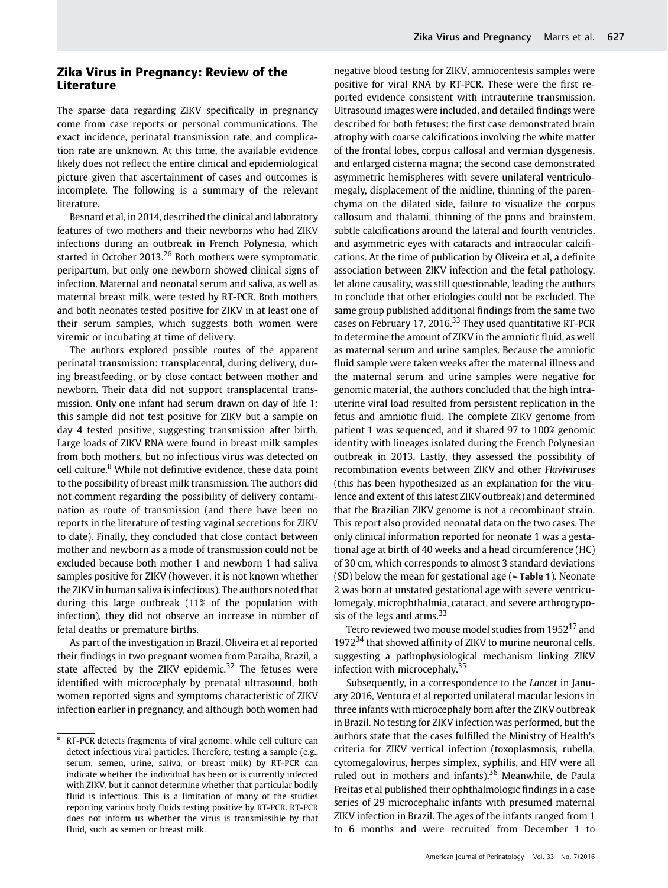## Zika Virus in Pregnancy: Review of the Literature

The sparse data regarding ZIKV specifically in pregnancy come from case reports or personal communications. The exact incidence, perinatal transmission rate, and complication rate are unknown. At this time, the available evidence likely does not reflect the entire clinical and epidemiological picture given that ascertainment of cases and outcomes is incomplete. The following is a summary of the relevant literature.

Besnard et al, in 2014, described the clinical and laboratory features of two mothers and their newborns who had ZIKV infections during an outbreak in French Polynesia, which started in October 2013.[26] Both mothers were symptomatic peripartum, but only one newborn showed clinical signs of infection. Maternal and neonatal serum and saliva, as well as maternal breast milk, were tested by RT-PCR. Both mothers and both neonates tested positive for ZIKV in at least one of their serum samples, which suggests both women were viremic or incubating at time of delivery.

The authors explored possible routes of the apparent perinatal transmission: transplacental, during delivery, during breastfeeding, or by close contact between mother and newborn. Their data did not support transplacental transmission. Only one infant had serum drawn on day of life 1: this sample did not test positive for ZIKV but a sample on day 4 tested positive, suggesting transmission after birth. Large loads of ZIKV RNA were found in breast milk samples from both mothers, but no infectious virus was detected on cell culture.[ii] While not definitive evidence, these data point to the possibility of breast milk transmission. The authors did not comment regarding the possibility of delivery contamination as route of transmission (and there have been no reports in the literature of testing vaginal secretions for ZIKV to date). Finally, they concluded that close contact between mother and newborn as a mode of transmission could not be excluded because both mother 1 and newborn 1 had saliva samples positive for ZIKV (however, it is not known whether the ZIKV in human saliva is infectious). The authors noted that during this large outbreak (11% of the population with infection), they did not observe an increase in number of fetal deaths or premature births.

As part of the investigation in Brazil, Oliveira et al reported their findings in two pregnant women from Paraiba, Brazil, a state affected by the ZIKV epidemic.[32] The fetuses were identified with microcephaly by prenatal ultrasound, both women reported signs and symptoms characteristic of ZIKV infection earlier in pregnancy, and although both women had negative blood testing for ZIKV, amniocentesis samples were positive for viral RNA by RT-PCR. These were the first reported evidence consistent with intrauterine transmission. Ultrasound images were included, and detailed findings were described for both fetuses: the first case demonstrated brain atrophy with coarse calcifications involving the white matter of the frontal lobes, corpus callosal and vermian dysgenesis, and enlarged cisterna magna; the second case demonstrated asymmetric hemispheres with severe unilateral ventriculomegaly, displacement of the midline, thinning of the parenchyma on the dilated side, failure to visualize the corpus callosum and thalami, thinning of the pons and brainstem, subtle calcifications around the lateral and fourth ventricles, and asymmetric eyes with cataracts and intraocular calcifications. At the time of publication by Oliveira et al, a definite association between ZIKV infection and the fetal pathology, let alone causality, was still questionable, leading the authors to conclude that other etiologies could not be excluded. The same group published additional findings from the same two cases on February 17, 2016.[33] They used quantitative RT-PCR to determine the amount of ZIKV in the amniotic fluid, as well as maternal serum and urine samples. Because the amniotic fluid sample were taken weeks after the maternal illness and the maternal serum and urine samples were negative for genomic material, the authors concluded that the high intrauterine viral load resulted from persistent replication in the fetus and amniotic fluid. The complete ZIKV genome from patient 1 was sequenced, and it shared 97 to 100% genomic identity with lineages isolated during the French Polynesian outbreak in 2013. Lastly, they assessed the possibility of recombination events between ZIKV and other *Flaviviruses* (this has been hypothesized as an explanation for the virulence and extent of this latest ZIKV outbreak) and determined that the Brazilian ZIKV genome is not a recombinant strain. This report also provided neonatal data on the two cases. The only clinical information reported for neonate 1 was a gestational age at birth of 40 weeks and a head circumference (HC) of 30 cm, which corresponds to almost 3 standard deviations (SD) below the mean for gestational age (**►Table 1**). Neonate 2 was born at unstated gestational age with severe ventriculomegaly, microphthalmia, cataract, and severe arthrogryposis of the legs and arms.[33]

Tetro reviewed two mouse model studies from 1952[17] and 1972[34] that showed affinity of ZIKV to murine neuronal cells, suggesting a pathophysiological mechanism linking ZIKV infection with microcephaly.[35]

Subsequently, in a correspondence to the *Lancet* in January 2016, Ventura et al reported unilateral macular lesions in three infants with microcephaly born after the ZIKV outbreak in Brazil. No testing for ZIKV infection was performed, but the authors state that the cases fulfilled the Ministry of Health's criteria for ZIKV vertical infection (toxoplasmosis, rubella, cytomegalovirus, herpes simplex, syphilis, and HIV were all ruled out in mothers and infants).[36] Meanwhile, de Paula Freitas et al published their ophthalmologic findings in a case series of 29 microcephalic infants with presumed maternal ZIKV infection in Brazil. The ages of the infants ranged from 1 to 6 months and were recruited from December 1 to

---

[ii] RT-PCR detects fragments of viral genome, while cell culture can detect infectious viral particles. Therefore, testing a sample (e.g., serum, semen, urine, saliva, or breast milk) by RT-PCR can indicate whether the individual has been or is currently infected with ZIKV, but it cannot determine whether that particular bodily fluid is infectious. This is a limitation of many of the studies reporting various body fluids testing positive by RT-PCR. RT-PCR does not inform us whether the virus is transmissible by that fluid, such as semen or breast milk.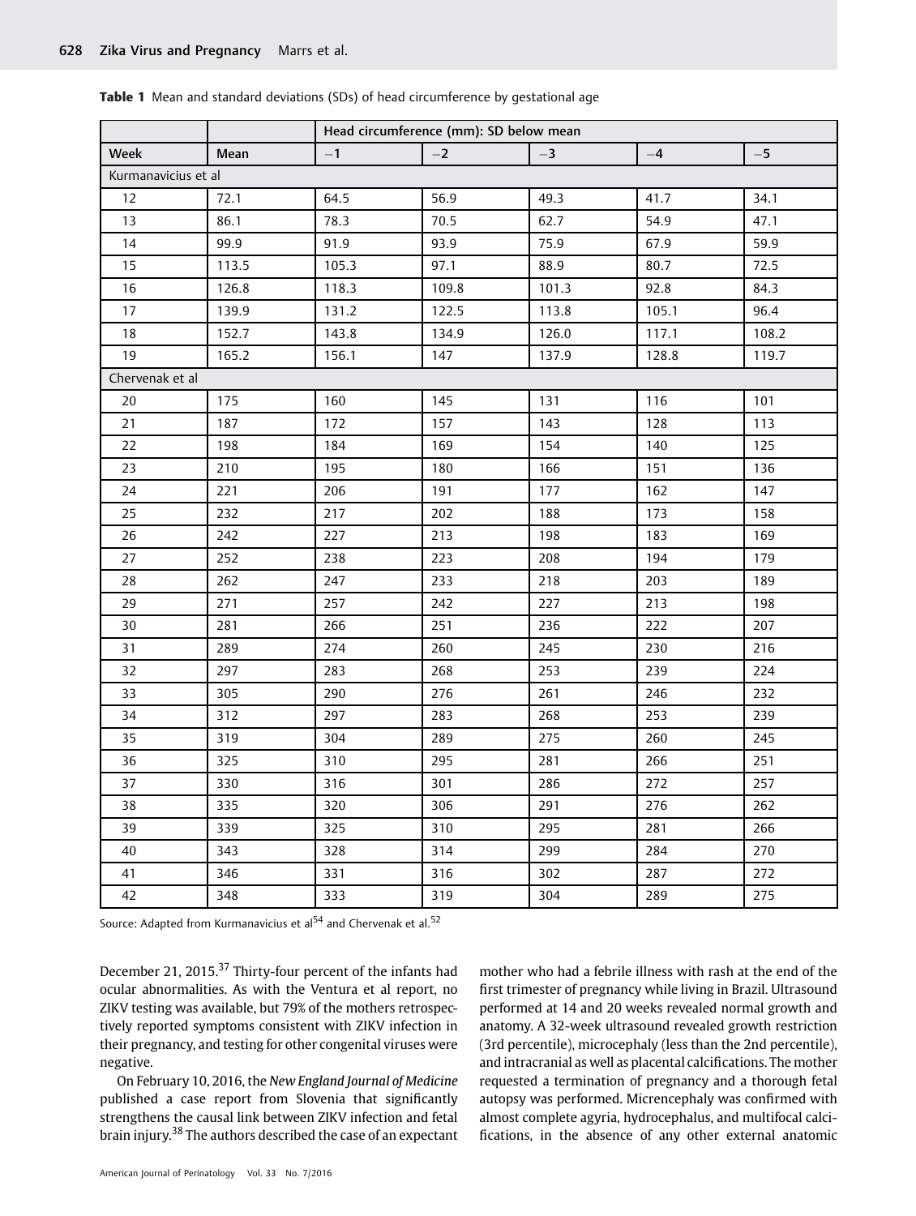**Table 1** Mean and standard deviations (SDs) of head circumference by gestational age

| | | Head circumference (mm): SD below mean | | | | |
|---|---|---|---|---|---|---|
| Week | Mean | −1 | −2 | −3 | −4 | −5 |
| Kurmanavicius et al | | | | | | |
| 12 | 72.1 | 64.5 | 56.9 | 49.3 | 41.7 | 34.1 |
| 13 | 86.1 | 78.3 | 70.5 | 62.7 | 54.9 | 47.1 |
| 14 | 99.9 | 91.9 | 93.9 | 75.9 | 67.9 | 59.9 |
| 15 | 113.5 | 105.3 | 97.1 | 88.9 | 80.7 | 72.5 |
| 16 | 126.8 | 118.3 | 109.8 | 101.3 | 92.8 | 84.3 |
| 17 | 139.9 | 131.2 | 122.5 | 113.8 | 105.1 | 96.4 |
| 18 | 152.7 | 143.8 | 134.9 | 126.0 | 117.1 | 108.2 |
| 19 | 165.2 | 156.1 | 147 | 137.9 | 128.8 | 119.7 |
| Chervenak et al | | | | | | |
| 20 | 175 | 160 | 145 | 131 | 116 | 101 |
| 21 | 187 | 172 | 157 | 143 | 128 | 113 |
| 22 | 198 | 184 | 169 | 154 | 140 | 125 |
| 23 | 210 | 195 | 180 | 166 | 151 | 136 |
| 24 | 221 | 206 | 191 | 177 | 162 | 147 |
| 25 | 232 | 217 | 202 | 188 | 173 | 158 |
| 26 | 242 | 227 | 213 | 198 | 183 | 169 |
| 27 | 252 | 238 | 223 | 208 | 194 | 179 |
| 28 | 262 | 247 | 233 | 218 | 203 | 189 |
| 29 | 271 | 257 | 242 | 227 | 213 | 198 |
| 30 | 281 | 266 | 251 | 236 | 222 | 207 |
| 31 | 289 | 274 | 260 | 245 | 230 | 216 |
| 32 | 297 | 283 | 268 | 253 | 239 | 224 |
| 33 | 305 | 290 | 276 | 261 | 246 | 232 |
| 34 | 312 | 297 | 283 | 268 | 253 | 239 |
| 35 | 319 | 304 | 289 | 275 | 260 | 245 |
| 36 | 325 | 310 | 295 | 281 | 266 | 251 |
| 37 | 330 | 316 | 301 | 286 | 272 | 257 |
| 38 | 335 | 320 | 306 | 291 | 276 | 262 |
| 39 | 339 | 325 | 310 | 295 | 281 | 266 |
| 40 | 343 | 328 | 314 | 299 | 284 | 270 |
| 41 | 346 | 331 | 316 | 302 | 287 | 272 |
| 42 | 348 | 333 | 319 | 304 | 289 | 275 |

Source: Adapted from Kurmanavicius et al[54] and Chervenak et al.[52]

December 21, 2015.[37] Thirty-four percent of the infants had ocular abnormalities. As with the Ventura et al report, no ZIKV testing was available, but 79% of the mothers retrospectively reported symptoms consistent with ZIKV infection in their pregnancy, and testing for other congenital viruses were negative.

On February 10, 2016, the *New England Journal of Medicine* published a case report from Slovenia that significantly strengthens the causal link between ZIKV infection and fetal brain injury.[38] The authors described the case of an expectant mother who had a febrile illness with rash at the end of the first trimester of pregnancy while living in Brazil. Ultrasound performed at 14 and 20 weeks revealed normal growth and anatomy. A 32-week ultrasound revealed growth restriction (3rd percentile), microcephaly (less than the 2nd percentile), and intracranial as well as placental calcifications. The mother requested a termination of pregnancy and a thorough fetal autopsy was performed. Micrencephaly was confirmed with almost complete agyria, hydrocephalus, and multifocal calcifications, in the absence of any other external anatomic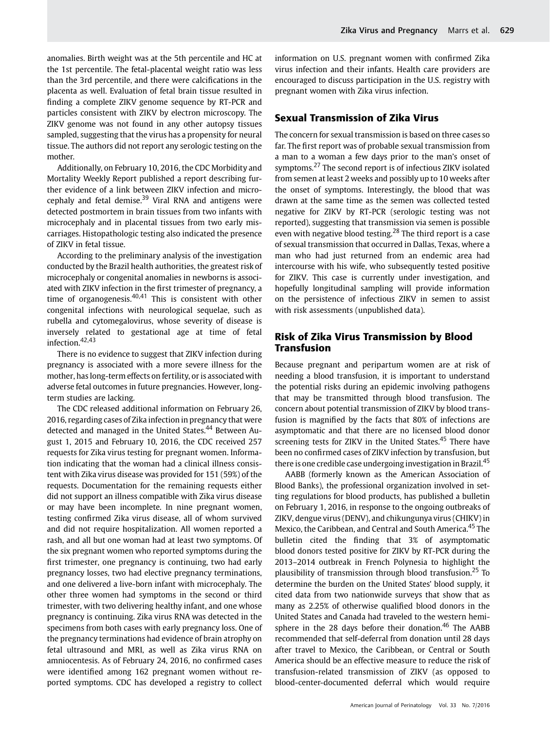anomalies. Birth weight was at the 5th percentile and HC at the 1st percentile. The fetal-placental weight ratio was less than the 3rd percentile, and there were calcifications in the placenta as well. Evaluation of fetal brain tissue resulted in finding a complete ZIKV genome sequence by RT-PCR and particles consistent with ZIKV by electron microscopy. The ZIKV genome was not found in any other autopsy tissues sampled, suggesting that the virus has a propensity for neural tissue. The authors did not report any serologic testing on the mother.

Additionally, on February 10, 2016, the CDC Morbidity and Mortality Weekly Report published a report describing further evidence of a link between ZIKV infection and microcephaly and fetal demise.[39] Viral RNA and antigens were detected postmortem in brain tissues from two infants with microcephaly and in placental tissues from two early miscarriages. Histopathologic testing also indicated the presence of ZIKV in fetal tissue.

According to the preliminary analysis of the investigation conducted by the Brazil health authorities, the greatest risk of microcephaly or congenital anomalies in newborns is associated with ZIKV infection in the first trimester of pregnancy, a time of organogenesis.[40,41] This is consistent with other congenital infections with neurological sequelae, such as rubella and cytomegalovirus, whose severity of disease is inversely related to gestational age at time of fetal infection.[42,43]

There is no evidence to suggest that ZIKV infection during pregnancy is associated with a more severe illness for the mother, has long-term effects on fertility, or is associated with adverse fetal outcomes in future pregnancies. However, long-term studies are lacking.

The CDC released additional information on February 26, 2016, regarding cases of Zika infection in pregnancy that were detected and managed in the United States.[44] Between August 1, 2015 and February 10, 2016, the CDC received 257 requests for Zika virus testing for pregnant women. Information indicating that the woman had a clinical illness consistent with Zika virus disease was provided for 151 (59%) of the requests. Documentation for the remaining requests either did not support an illness compatible with Zika virus disease or may have been incomplete. In nine pregnant women, testing confirmed Zika virus disease, all of whom survived and did not require hospitalization. All women reported a rash, and all but one woman had at least two symptoms. Of the six pregnant women who reported symptoms during the first trimester, one pregnancy is continuing, two had early pregnancy losses, two had elective pregnancy terminations, and one delivered a live-born infant with microcephaly. The other three women had symptoms in the second or third trimester, with two delivering healthy infant, and one whose pregnancy is continuing. Zika virus RNA was detected in the specimens from both cases with early pregnancy loss. One of the pregnancy terminations had evidence of brain atrophy on fetal ultrasound and MRI, as well as Zika virus RNA on amniocentesis. As of February 24, 2016, no confirmed cases were identified among 162 pregnant women without reported symptoms. CDC has developed a registry to collect information on U.S. pregnant women with confirmed Zika virus infection and their infants. Health care providers are encouraged to discuss participation in the U.S. registry with pregnant women with Zika virus infection.

## Sexual Transmission of Zika Virus

The concern for sexual transmission is based on three cases so far. The first report was of probable sexual transmission from a man to a woman a few days prior to the man's onset of symptoms.[27] The second report is of infectious ZIKV isolated from semen at least 2 weeks and possibly up to 10 weeks after the onset of symptoms. Interestingly, the blood that was drawn at the same time as the semen was collected tested negative for ZIKV by RT-PCR (serologic testing was not reported), suggesting that transmission via semen is possible even with negative blood testing.[28] The third report is a case of sexual transmission that occurred in Dallas, Texas, where a man who had just returned from an endemic area had intercourse with his wife, who subsequently tested positive for ZIKV. This case is currently under investigation, and hopefully longitudinal sampling will provide information on the persistence of infectious ZIKV in semen to assist with risk assessments (unpublished data).

## Risk of Zika Virus Transmission by Blood Transfusion

Because pregnant and peripartum women are at risk of needing a blood transfusion, it is important to understand the potential risks during an epidemic involving pathogens that may be transmitted through blood transfusion. The concern about potential transmission of ZIKV by blood transfusion is magnified by the facts that 80% of infections are asymptomatic and that there are no licensed blood donor screening tests for ZIKV in the United States.[45] There have been no confirmed cases of ZIKV infection by transfusion, but there is one credible case undergoing investigation in Brazil.[45]

AABB (formerly known as the American Association of Blood Banks), the professional organization involved in setting regulations for blood products, has published a bulletin on February 1, 2016, in response to the ongoing outbreaks of ZIKV, dengue virus (DENV), and chikungunya virus (CHIKV) in Mexico, the Caribbean, and Central and South America.[45] The bulletin cited the finding that 3% of asymptomatic blood donors tested positive for ZIKV by RT-PCR during the 2013–2014 outbreak in French Polynesia to highlight the plausibility of transmission through blood transfusion.[25] To determine the burden on the United States' blood supply, it cited data from two nationwide surveys that show that as many as 2.25% of otherwise qualified blood donors in the United States and Canada had traveled to the western hemisphere in the 28 days before their donation.[46] The AABB recommended that self-deferral from donation until 28 days after travel to Mexico, the Caribbean, or Central or South America should be an effective measure to reduce the risk of transfusion-related transmission of ZIKV (as opposed to blood-center-documented deferral which would require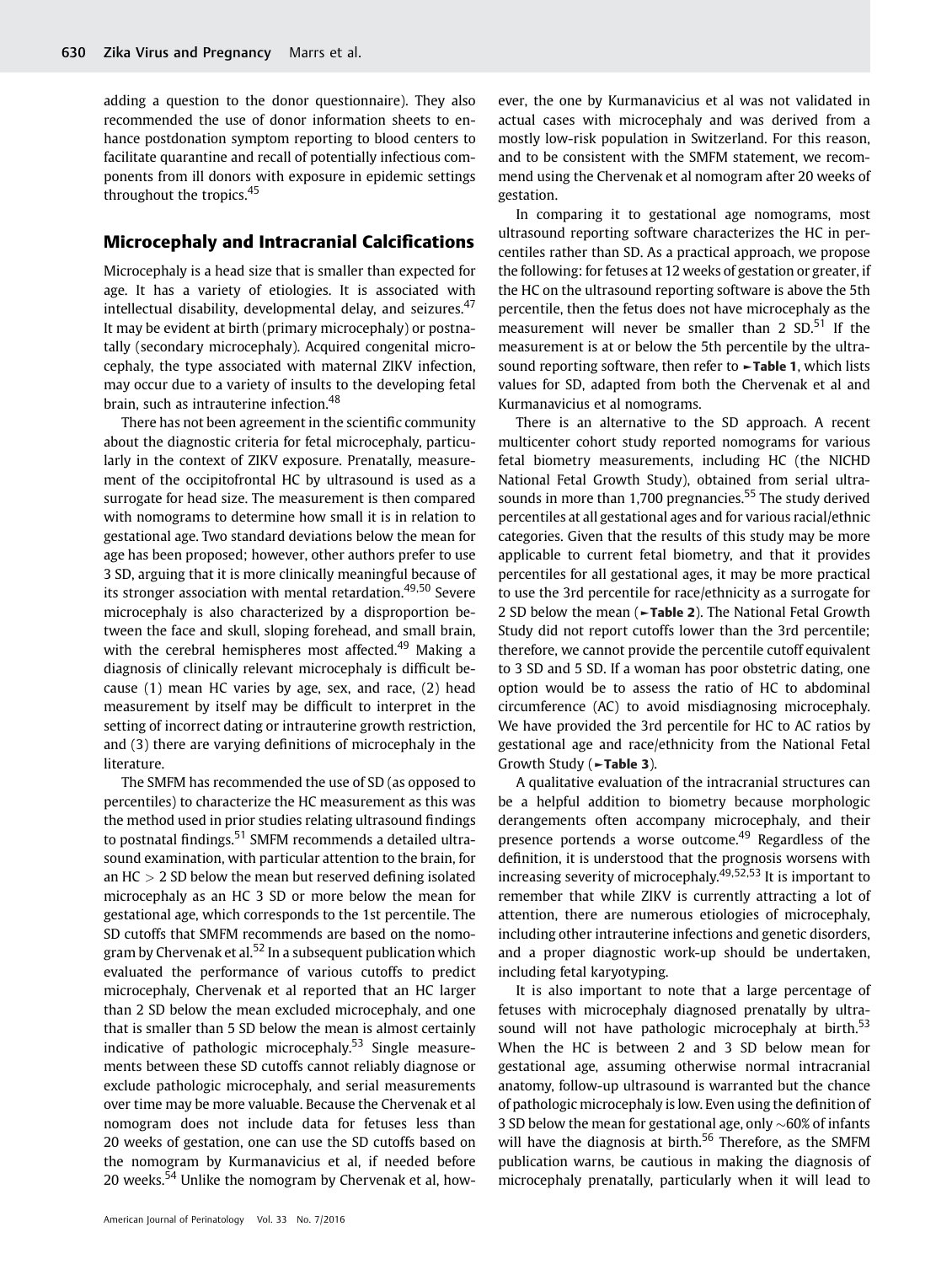adding a question to the donor questionnaire). They also recommended the use of donor information sheets to enhance postdonation symptom reporting to blood centers to facilitate quarantine and recall of potentially infectious components from ill donors with exposure in epidemic settings throughout the tropics.[45]

## Microcephaly and Intracranial Calcifications

Microcephaly is a head size that is smaller than expected for age. It has a variety of etiologies. It is associated with intellectual disability, developmental delay, and seizures.[47] It may be evident at birth (primary microcephaly) or postnatally (secondary microcephaly). Acquired congenital microcephaly, the type associated with maternal ZIKV infection, may occur due to a variety of insults to the developing fetal brain, such as intrauterine infection.[48]

There has not been agreement in the scientific community about the diagnostic criteria for fetal microcephaly, particularly in the context of ZIKV exposure. Prenatally, measurement of the occipitofrontal HC by ultrasound is used as a surrogate for head size. The measurement is then compared with nomograms to determine how small it is in relation to gestational age. Two standard deviations below the mean for age has been proposed; however, other authors prefer to use 3 SD, arguing that it is more clinically meaningful because of its stronger association with mental retardation.[49,50] Severe microcephaly is also characterized by a disproportion between the face and skull, sloping forehead, and small brain, with the cerebral hemispheres most affected.[49] Making a diagnosis of clinically relevant microcephaly is difficult because (1) mean HC varies by age, sex, and race, (2) head measurement by itself may be difficult to interpret in the setting of incorrect dating or intrauterine growth restriction, and (3) there are varying definitions of microcephaly in the literature.

The SMFM has recommended the use of SD (as opposed to percentiles) to characterize the HC measurement as this was the method used in prior studies relating ultrasound findings to postnatal findings.[51] SMFM recommends a detailed ultrasound examination, with particular attention to the brain, for an HC > 2 SD below the mean but reserved defining isolated microcephaly as an HC 3 SD or more below the mean for gestational age, which corresponds to the 1st percentile. The SD cutoffs that SMFM recommends are based on the nomogram by Chervenak et al.[52] In a subsequent publication which evaluated the performance of various cutoffs to predict microcephaly, Chervenak et al reported that an HC larger than 2 SD below the mean excluded microcephaly, and one that is smaller than 5 SD below the mean is almost certainly indicative of pathologic microcephaly.[53] Single measurements between these SD cutoffs cannot reliably diagnose or exclude pathologic microcephaly, and serial measurements over time may be more valuable. Because the Chervenak et al nomogram does not include data for fetuses less than 20 weeks of gestation, one can use the SD cutoffs based on the nomogram by Kurmanavicius et al, if needed before 20 weeks.[54] Unlike the nomogram by Chervenak et al, however, the one by Kurmanavicius et al was not validated in actual cases with microcephaly and was derived from a mostly low-risk population in Switzerland. For this reason, and to be consistent with the SMFM statement, we recommend using the Chervenak et al nomogram after 20 weeks of gestation.

In comparing it to gestational age nomograms, most ultrasound reporting software characterizes the HC in percentiles rather than SD. As a practical approach, we propose the following: for fetuses at 12 weeks of gestation or greater, if the HC on the ultrasound reporting software is above the 5th percentile, then the fetus does not have microcephaly as the measurement will never be smaller than 2 SD.[51] If the measurement is at or below the 5th percentile by the ultrasound reporting software, then refer to ►Table 1, which lists values for SD, adapted from both the Chervenak et al and Kurmanavicius et al nomograms.

There is an alternative to the SD approach. A recent multicenter cohort study reported nomograms for various fetal biometry measurements, including HC (the NICHD National Fetal Growth Study), obtained from serial ultrasounds in more than 1,700 pregnancies.[55] The study derived percentiles at all gestational ages and for various racial/ethnic categories. Given that the results of this study may be more applicable to current fetal biometry, and that it provides percentiles for all gestational ages, it may be more practical to use the 3rd percentile for race/ethnicity as a surrogate for 2 SD below the mean (►Table 2). The National Fetal Growth Study did not report cutoffs lower than the 3rd percentile; therefore, we cannot provide the percentile cutoff equivalent to 3 SD and 5 SD. If a woman has poor obstetric dating, one option would be to assess the ratio of HC to abdominal circumference (AC) to avoid misdiagnosing microcephaly. We have provided the 3rd percentile for HC to AC ratios by gestational age and race/ethnicity from the National Fetal Growth Study (►Table 3).

A qualitative evaluation of the intracranial structures can be a helpful addition to biometry because morphologic derangements often accompany microcephaly, and their presence portends a worse outcome.[49] Regardless of the definition, it is understood that the prognosis worsens with increasing severity of microcephaly.[49,52,53] It is important to remember that while ZIKV is currently attracting a lot of attention, there are numerous etiologies of microcephaly, including other intrauterine infections and genetic disorders, and a proper diagnostic work-up should be undertaken, including fetal karyotyping.

It is also important to note that a large percentage of fetuses with microcephaly diagnosed prenatally by ultrasound will not have pathologic microcephaly at birth.[53] When the HC is between 2 and 3 SD below mean for gestational age, assuming otherwise normal intracranial anatomy, follow-up ultrasound is warranted but the chance of pathologic microcephaly is low. Even using the definition of 3 SD below the mean for gestational age, only ~60% of infants will have the diagnosis at birth.[56] Therefore, as the SMFM publication warns, be cautious in making the diagnosis of microcephaly prenatally, particularly when it will lead to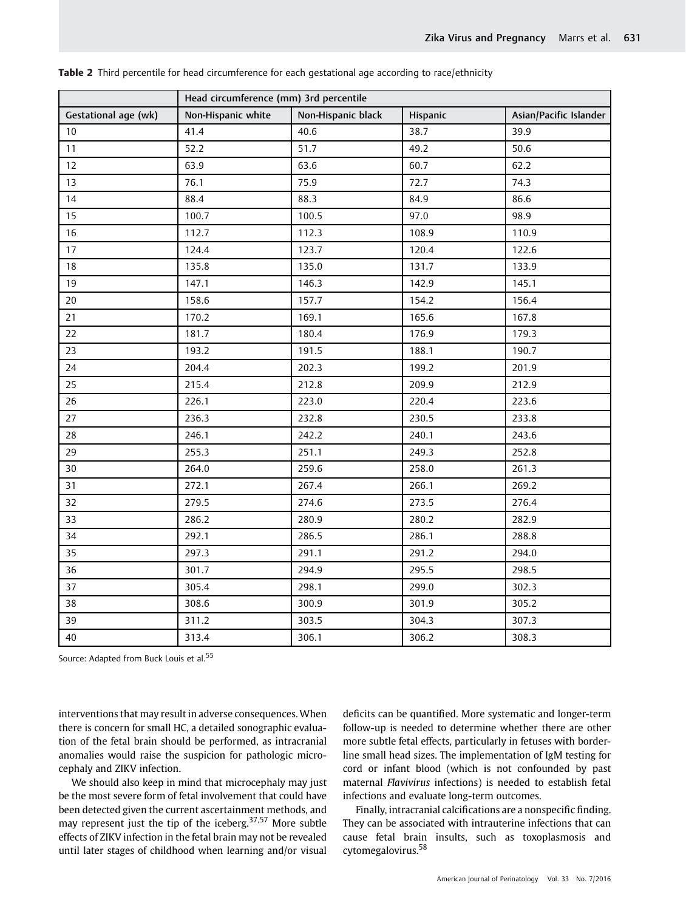**Table 2** Third percentile for head circumference for each gestational age according to race/ethnicity

| | Head circumference (mm) 3rd percentile | | | |
|---|---|---|---|---|
| Gestational age (wk) | Non-Hispanic white | Non-Hispanic black | Hispanic | Asian/Pacific Islander |
| 10 | 41.4 | 40.6 | 38.7 | 39.9 |
| 11 | 52.2 | 51.7 | 49.2 | 50.6 |
| 12 | 63.9 | 63.6 | 60.7 | 62.2 |
| 13 | 76.1 | 75.9 | 72.7 | 74.3 |
| 14 | 88.4 | 88.3 | 84.9 | 86.6 |
| 15 | 100.7 | 100.5 | 97.0 | 98.9 |
| 16 | 112.7 | 112.3 | 108.9 | 110.9 |
| 17 | 124.4 | 123.7 | 120.4 | 122.6 |
| 18 | 135.8 | 135.0 | 131.7 | 133.9 |
| 19 | 147.1 | 146.3 | 142.9 | 145.1 |
| 20 | 158.6 | 157.7 | 154.2 | 156.4 |
| 21 | 170.2 | 169.1 | 165.6 | 167.8 |
| 22 | 181.7 | 180.4 | 176.9 | 179.3 |
| 23 | 193.2 | 191.5 | 188.1 | 190.7 |
| 24 | 204.4 | 202.3 | 199.2 | 201.9 |
| 25 | 215.4 | 212.8 | 209.9 | 212.9 |
| 26 | 226.1 | 223.0 | 220.4 | 223.6 |
| 27 | 236.3 | 232.8 | 230.5 | 233.8 |
| 28 | 246.1 | 242.2 | 240.1 | 243.6 |
| 29 | 255.3 | 251.1 | 249.3 | 252.8 |
| 30 | 264.0 | 259.6 | 258.0 | 261.3 |
| 31 | 272.1 | 267.4 | 266.1 | 269.2 |
| 32 | 279.5 | 274.6 | 273.5 | 276.4 |
| 33 | 286.2 | 280.9 | 280.2 | 282.9 |
| 34 | 292.1 | 286.5 | 286.1 | 288.8 |
| 35 | 297.3 | 291.1 | 291.2 | 294.0 |
| 36 | 301.7 | 294.9 | 295.5 | 298.5 |
| 37 | 305.4 | 298.1 | 299.0 | 302.3 |
| 38 | 308.6 | 300.9 | 301.9 | 305.2 |
| 39 | 311.2 | 303.5 | 304.3 | 307.3 |
| 40 | 313.4 | 306.1 | 306.2 | 308.3 |

Source: Adapted from Buck Louis et al.[55]

interventions that may result in adverse consequences. When there is concern for small HC, a detailed sonographic evaluation of the fetal brain should be performed, as intracranial anomalies would raise the suspicion for pathologic microcephaly and ZIKV infection.

We should also keep in mind that microcephaly may just be the most severe form of fetal involvement that could have been detected given the current ascertainment methods, and may represent just the tip of the iceberg.[37,57] More subtle effects of ZIKV infection in the fetal brain may not be revealed until later stages of childhood when learning and/or visual deficits can be quantified. More systematic and longer-term follow-up is needed to determine whether there are other more subtle fetal effects, particularly in fetuses with borderline small head sizes. The implementation of IgM testing for cord or infant blood (which is not confounded by past maternal *Flavivirus* infections) is needed to establish fetal infections and evaluate long-term outcomes.

Finally, intracranial calcifications are a nonspecific finding. They can be associated with intrauterine infections that can cause fetal brain insults, such as toxoplasmosis and cytomegalovirus.[58]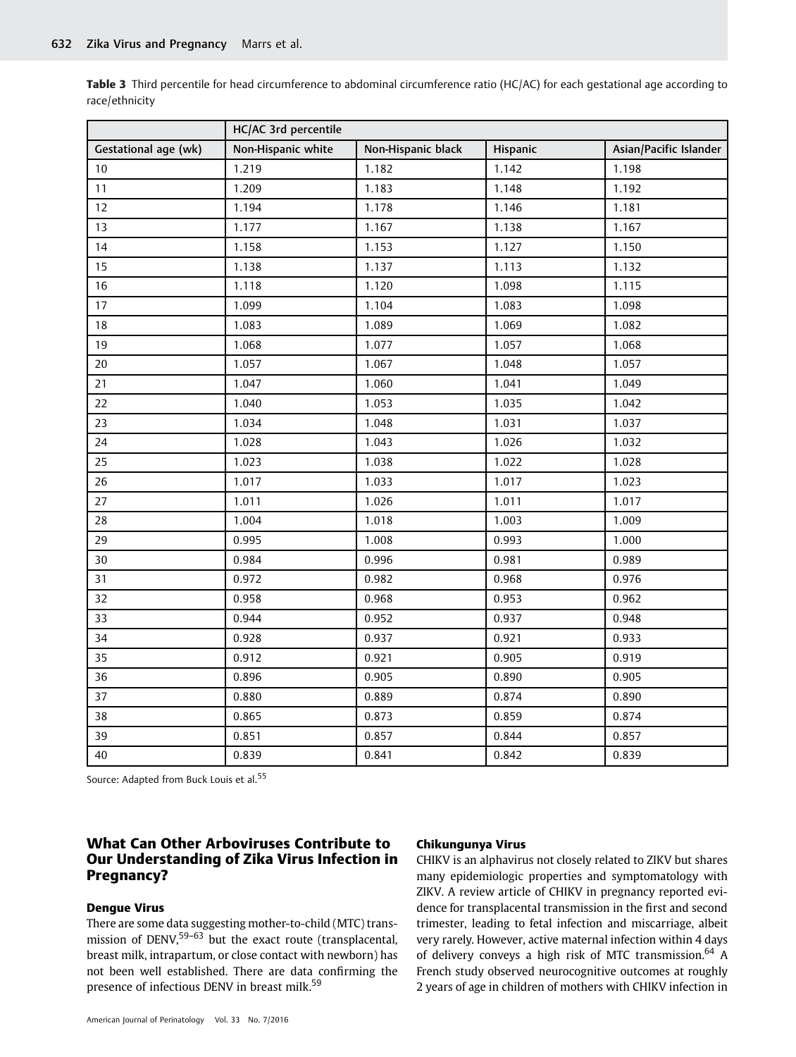**Table 3** Third percentile for head circumference to abdominal circumference ratio (HC/AC) for each gestational age according to race/ethnicity

| | HC/AC 3rd percentile | | | |
|---|---|---|---|---|
| Gestational age (wk) | Non-Hispanic white | Non-Hispanic black | Hispanic | Asian/Pacific Islander |
| 10 | 1.219 | 1.182 | 1.142 | 1.198 |
| 11 | 1.209 | 1.183 | 1.148 | 1.192 |
| 12 | 1.194 | 1.178 | 1.146 | 1.181 |
| 13 | 1.177 | 1.167 | 1.138 | 1.167 |
| 14 | 1.158 | 1.153 | 1.127 | 1.150 |
| 15 | 1.138 | 1.137 | 1.113 | 1.132 |
| 16 | 1.118 | 1.120 | 1.098 | 1.115 |
| 17 | 1.099 | 1.104 | 1.083 | 1.098 |
| 18 | 1.083 | 1.089 | 1.069 | 1.082 |
| 19 | 1.068 | 1.077 | 1.057 | 1.068 |
| 20 | 1.057 | 1.067 | 1.048 | 1.057 |
| 21 | 1.047 | 1.060 | 1.041 | 1.049 |
| 22 | 1.040 | 1.053 | 1.035 | 1.042 |
| 23 | 1.034 | 1.048 | 1.031 | 1.037 |
| 24 | 1.028 | 1.043 | 1.026 | 1.032 |
| 25 | 1.023 | 1.038 | 1.022 | 1.028 |
| 26 | 1.017 | 1.033 | 1.017 | 1.023 |
| 27 | 1.011 | 1.026 | 1.011 | 1.017 |
| 28 | 1.004 | 1.018 | 1.003 | 1.009 |
| 29 | 0.995 | 1.008 | 0.993 | 1.000 |
| 30 | 0.984 | 0.996 | 0.981 | 0.989 |
| 31 | 0.972 | 0.982 | 0.968 | 0.976 |
| 32 | 0.958 | 0.968 | 0.953 | 0.962 |
| 33 | 0.944 | 0.952 | 0.937 | 0.948 |
| 34 | 0.928 | 0.937 | 0.921 | 0.933 |
| 35 | 0.912 | 0.921 | 0.905 | 0.919 |
| 36 | 0.896 | 0.905 | 0.890 | 0.905 |
| 37 | 0.880 | 0.889 | 0.874 | 0.890 |
| 38 | 0.865 | 0.873 | 0.859 | 0.874 |
| 39 | 0.851 | 0.857 | 0.844 | 0.857 |
| 40 | 0.839 | 0.841 | 0.842 | 0.839 |

Source: Adapted from Buck Louis et al.[55]

## What Can Other Arboviruses Contribute to Our Understanding of Zika Virus Infection in Pregnancy?

### Dengue Virus

There are some data suggesting mother-to-child (MTC) transmission of DENV,[59–63] but the exact route (transplacental, breast milk, intrapartum, or close contact with newborn) has not been well established. There are data confirming the presence of infectious DENV in breast milk.[59]

### Chikungunya Virus

CHIKV is an alphavirus not closely related to ZIKV but shares many epidemiologic properties and symptomatology with ZIKV. A review article of CHIKV in pregnancy reported evidence for transplacental transmission in the first and second trimester, leading to fetal infection and miscarriage, albeit very rarely. However, active maternal infection within 4 days of delivery conveys a high risk of MTC transmission.[64] A French study observed neurocognitive outcomes at roughly 2 years of age in children of mothers with CHIKV infection in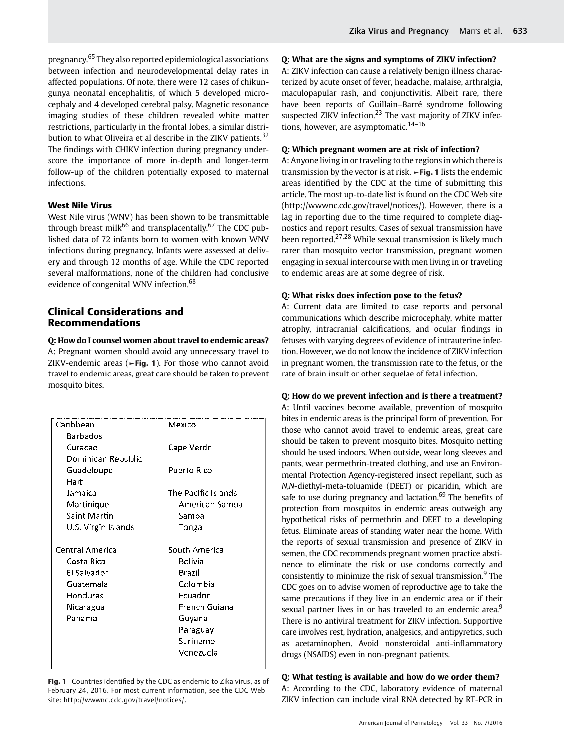pregnancy.[65] They also reported epidemiological associations between infection and neurodevelopmental delay rates in affected populations. Of note, there were 12 cases of chikungunya neonatal encephalitis, of which 5 developed microcephaly and 4 developed cerebral palsy. Magnetic resonance imaging studies of these children revealed white matter restrictions, particularly in the frontal lobes, a similar distribution to what Oliveira et al describe in the ZIKV patients.[32] The findings with CHIKV infection during pregnancy underscore the importance of more in-depth and longer-term follow-up of the children potentially exposed to maternal infections.

### West Nile Virus

West Nile virus (WNV) has been shown to be transmittable through breast milk[66] and transplacentally.[67] The CDC published data of 72 infants born to women with known WNV infections during pregnancy. Infants were assessed at delivery and through 12 months of age. While the CDC reported several malformations, none of the children had conclusive evidence of congenital WNV infection.[68]

## Clinical Considerations and Recommendations

**Q: How do I counsel women about travel to endemic areas?**

A: Pregnant women should avoid any unnecessary travel to ZIKV-endemic areas (►Fig. 1). For those who cannot avoid travel to endemic areas, great care should be taken to prevent mosquito bites.

| | |
|---|---|
| Caribbean | Mexico |
| Barbados | |
| Curacao | Cape Verde |
| Dominican Republic | |
| Guadeloupe | Puerto Rico |
| Haiti | |
| Jamaica | The Pacific Islands |
| Martinique | American Samoa |
| Saint Martin | Samoa |
| U.S. Virgin Islands | Tonga |
| | |
| Central America | South America |
| Costa Rica | Bolivia |
| El Salvador | Brazil |
| Guatemala | Colombia |
| Honduras | Ecuador |
| Nicaragua | French Guiana |
| Panama | Guyana |
| | Paraguay |
| | Suriname |
| | Venezuela |

**Fig. 1** Countries identified by the CDC as endemic to Zika virus, as of February 24, 2016. For most current information, see the CDC Web site: http://wwwnc.cdc.gov/travel/notices/.

**Q: What are the signs and symptoms of ZIKV infection?**

A: ZIKV infection can cause a relatively benign illness characterized by acute onset of fever, headache, malaise, arthralgia, maculopapular rash, and conjunctivitis. Albeit rare, there have been reports of Guillain–Barré syndrome following suspected ZIKV infection.[23] The vast majority of ZIKV infections, however, are asymptomatic.[14–16]

**Q: Which pregnant women are at risk of infection?**

A: Anyone living in or traveling to the regions in which there is transmission by the vector is at risk. ►Fig. 1 lists the endemic areas identified by the CDC at the time of submitting this article. The most up-to-date list is found on the CDC Web site (http://wwwnc.cdc.gov/travel/notices/). However, there is a lag in reporting due to the time required to complete diagnostics and report results. Cases of sexual transmission have been reported.[27,28] While sexual transmission is likely much rarer than mosquito vector transmission, pregnant women engaging in sexual intercourse with men living in or traveling to endemic areas are at some degree of risk.

**Q: What risks does infection pose to the fetus?**

A: Current data are limited to case reports and personal communications which describe microcephaly, white matter atrophy, intracranial calcifications, and ocular findings in fetuses with varying degrees of evidence of intrauterine infection. However, we do not know the incidence of ZIKV infection in pregnant women, the transmission rate to the fetus, or the rate of brain insult or other sequelae of fetal infection.

**Q: How do we prevent infection and is there a treatment?**

A: Until vaccines become available, prevention of mosquito bites in endemic areas is the principal form of prevention. For those who cannot avoid travel to endemic areas, great care should be taken to prevent mosquito bites. Mosquito netting should be used indoors. When outside, wear long sleeves and pants, wear permethrin-treated clothing, and use an Environmental Protection Agency-registered insect repellant, such as *N,N*-diethyl-meta-toluamide (DEET) or picaridin, which are safe to use during pregnancy and lactation.[69] The benefits of protection from mosquitos in endemic areas outweigh any hypothetical risks of permethrin and DEET to a developing fetus. Eliminate areas of standing water near the home. With the reports of sexual transmission and presence of ZIKV in semen, the CDC recommends pregnant women practice abstinence to eliminate the risk or use condoms correctly and consistently to minimize the risk of sexual transmission.[9] The CDC goes on to advise women of reproductive age to take the same precautions if they live in an endemic area or if their sexual partner lives in or has traveled to an endemic area.[9] There is no antiviral treatment for ZIKV infection. Supportive care involves rest, hydration, analgesics, and antipyretics, such as acetaminophen. Avoid nonsteroidal anti-inflammatory drugs (NSAIDS) even in non-pregnant patients.

**Q: What testing is available and how do we order them?**

A: According to the CDC, laboratory evidence of maternal ZIKV infection can include viral RNA detected by RT-PCR in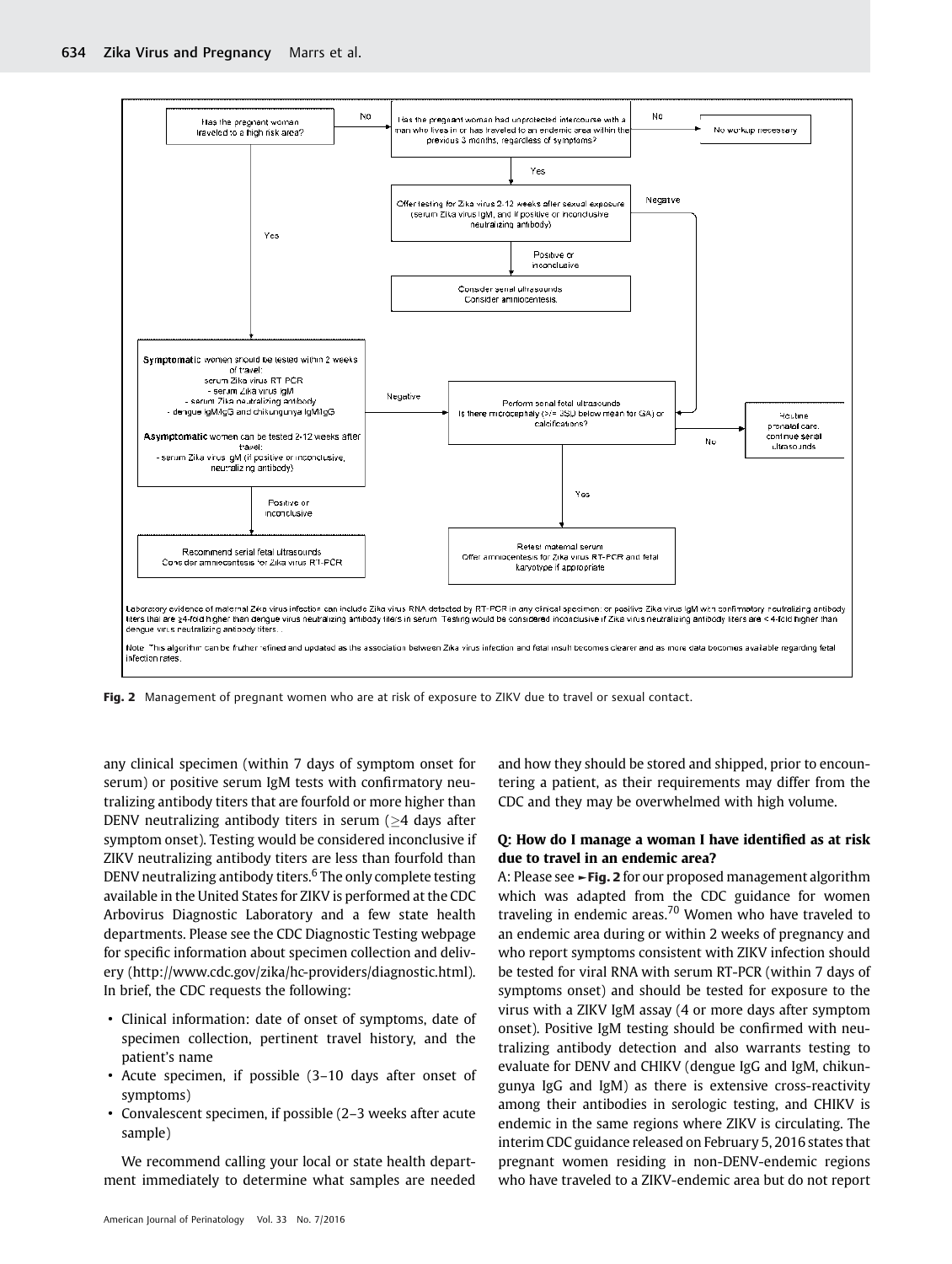Has the pregnant woman traveled to a high risk area?

No → Has the pregnant woman had unprotected intercourse with a man who lives in or has traveled to an endemic area within the previous 3 months, regardless of symptoms?

No → No workup necessary

Yes → Offer testing for Zika virus 2-12 weeks after sexual exposure (serum Zika virus IgM, and if positive or inconclusive neutralizing antibody)

Positive or inconclusive → Consider serial ultrasounds. Consider amniocentesis.

Negative → Perform serial fetal ultrasounds. Is there microcephaly (>= 2SD below mean for GA) or calcifications?

Yes (traveled to a high risk area) →

**Symptomatic** women should be tested within 2 weeks of travel:
serum Zika virus RT-PCR
- serum Zika virus IgM
- serum Zika neutralizing antibody
- dengue IgM/IgG and chikungunya IgM/IgG

**Asymptomatic** women can be tested 2-12 weeks after travel:
- serum Zika virus IgM (if positive or inconclusive, neutralizing antibody)

Positive or inconclusive → Recommend serial fetal ultrasounds. Consider amniocentesis for Zika virus RT-PCR

Negative → Perform serial fetal ultrasounds. Is there microcephaly (>= 2SD below mean for GA) or calcifications?

No → Routine prenatal care, continue serial ultrasounds

Yes → Retest maternal serum. Offer amniocentesis for Zika virus RT-PCR and fetal karyotype if appropriate

Laboratory evidence of maternal Zika virus infection can include Zika virus RNA detected by RT-PCR in any clinical specimen; or positive Zika virus IgM with confirmatory neutralizing antibody titers that are ≥4-fold higher than dengue virus neutralizing antibody titers in serum. Testing would be considered inconclusive if Zika virus neutralizing antibody titers are < 4-fold higher than dengue virus neutralizing antibody titers.

Note: This algorithm can be further refined and updated as the association between Zika virus infection and fetal insult becomes clearer and as more data becomes available regarding fetal infection rates.

**Fig. 2** Management of pregnant women who are at risk of exposure to ZIKV due to travel or sexual contact.

any clinical specimen (within 7 days of symptom onset for serum) or positive serum IgM tests with confirmatory neutralizing antibody titers that are fourfold or more higher than DENV neutralizing antibody titers in serum (≥4 days after symptom onset). Testing would be considered inconclusive if ZIKV neutralizing antibody titers are less than fourfold than DENV neutralizing antibody titers.[6] The only complete testing available in the United States for ZIKV is performed at the CDC Arbovirus Diagnostic Laboratory and a few state health departments. Please see the CDC Diagnostic Testing webpage for specific information about specimen collection and delivery (http://www.cdc.gov/zika/hc-providers/diagnostic.html). In brief, the CDC requests the following:

- Clinical information: date of onset of symptoms, date of specimen collection, pertinent travel history, and the patient's name
- Acute specimen, if possible (3–10 days after onset of symptoms)
- Convalescent specimen, if possible (2–3 weeks after acute sample)

We recommend calling your local or state health department immediately to determine what samples are needed and how they should be stored and shipped, prior to encountering a patient, as their requirements may differ from the CDC and they may be overwhelmed with high volume.

**Q: How do I manage a woman I have identified as at risk due to travel in an endemic area?**

A: Please see ►**Fig. 2** for our proposed management algorithm which was adapted from the CDC guidance for women traveling in endemic areas.[70] Women who have traveled to an endemic area during or within 2 weeks of pregnancy and who report symptoms consistent with ZIKV infection should be tested for viral RNA with serum RT-PCR (within 7 days of symptoms onset) and should be tested for exposure to the virus with a ZIKV IgM assay (4 or more days after symptom onset). Positive IgM testing should be confirmed with neutralizing antibody detection and also warrants testing to evaluate for DENV and CHIKV (dengue IgG and IgM, chikungunya IgG and IgM) as there is extensive cross-reactivity among their antibodies in serologic testing, and CHIKV is endemic in the same regions where ZIKV is circulating. The interim CDC guidance released on February 5, 2016 states that pregnant women residing in non-DENV-endemic regions who have traveled to a ZIKV-endemic area but do not report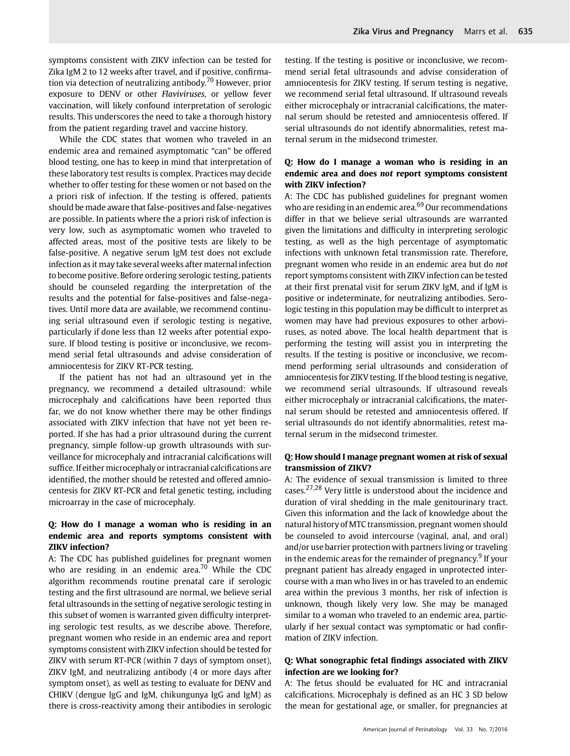symptoms consistent with ZIKV infection can be tested for Zika IgM 2 to 12 weeks after travel, and if positive, confirmation via detection of neutralizing antibody.[70] However, prior exposure to DENV or other *Flaviviruses*, or yellow fever vaccination, will likely confound interpretation of serologic results. This underscores the need to take a thorough history from the patient regarding travel and vaccine history.

While the CDC states that women who traveled in an endemic area and remained asymptomatic "can" be offered blood testing, one has to keep in mind that interpretation of these laboratory test results is complex. Practices may decide whether to offer testing for these women or not based on the a priori risk of infection. If the testing is offered, patients should be made aware that false-positives and false-negatives are possible. In patients where the a priori risk of infection is very low, such as asymptomatic women who traveled to affected areas, most of the positive tests are likely to be false-positive. A negative serum IgM test does not exclude infection as it may take several weeks after maternal infection to become positive. Before ordering serologic testing, patients should be counseled regarding the interpretation of the results and the potential for false-positives and false-negatives. Until more data are available, we recommend continuing serial ultrasound even if serologic testing is negative, particularly if done less than 12 weeks after potential exposure. If blood testing is positive or inconclusive, we recommend serial fetal ultrasounds and advise consideration of amniocentesis for ZIKV RT-PCR testing.

If the patient has not had an ultrasound yet in the pregnancy, we recommend a detailed ultrasound: while microcephaly and calcifications have been reported thus far, we do not know whether there may be other findings associated with ZIKV infection that have not yet been reported. If she has had a prior ultrasound during the current pregnancy, simple follow-up growth ultrasounds with surveillance for microcephaly and intracranial calcifications will suffice. If either microcephaly or intracranial calcifications are identified, the mother should be retested and offered amniocentesis for ZIKV RT-PCR and fetal genetic testing, including microarray in the case of microcephaly.

### Q: How do I manage a woman who is residing in an endemic area and reports symptoms consistent with ZIKV infection?

A: The CDC has published guidelines for pregnant women who are residing in an endemic area.[70] While the CDC algorithm recommends routine prenatal care if serologic testing and the first ultrasound are normal, we believe serial fetal ultrasounds in the setting of negative serologic testing in this subset of women is warranted given difficulty interpreting serologic test results, as we describe above. Therefore, pregnant women who reside in an endemic area and report symptoms consistent with ZIKV infection should be tested for ZIKV with serum RT-PCR (within 7 days of symptom onset), ZIKV IgM, and neutralizing antibody (4 or more days after symptom onset), as well as testing to evaluate for DENV and CHIKV (dengue IgG and IgM, chikungunya IgG and IgM) as there is cross-reactivity among their antibodies in serologic testing. If the testing is positive or inconclusive, we recommend serial fetal ultrasounds and advise consideration of amniocentesis for ZIKV testing. If serum testing is negative, we recommend serial fetal ultrasound. If ultrasound reveals either microcephaly or intracranial calcifications, the maternal serum should be retested and amniocentesis offered. If serial ultrasounds do not identify abnormalities, retest maternal serum in the midsecond trimester.

### Q: How do I manage a woman who is residing in an endemic area and does *not* report symptoms consistent with ZIKV infection?

A: The CDC has published guidelines for pregnant women who are residing in an endemic area.[69] Our recommendations differ in that we believe serial ultrasounds are warranted given the limitations and difficulty in interpreting serologic testing, as well as the high percentage of asymptomatic infections with unknown fetal transmission rate. Therefore, pregnant women who reside in an endemic area but do *not* report symptoms consistent with ZIKV infection can be tested at their first prenatal visit for serum ZIKV IgM, and if IgM is positive or indeterminate, for neutralizing antibodies. Serologic testing in this population may be difficult to interpret as women may have had previous exposures to other arboviruses, as noted above. The local health department that is performing the testing will assist you in interpreting the results. If the testing is positive or inconclusive, we recommend performing serial ultrasounds and consideration of amniocentesis for ZIKV testing. If the blood testing is negative, we recommend serial ultrasounds. If ultrasound reveals either microcephaly or intracranial calcifications, the maternal serum should be retested and amniocentesis offered. If serial ultrasounds do not identify abnormalities, retest maternal serum in the midsecond trimester.

### Q: How should I manage pregnant women at risk of sexual transmission of ZIKV?

A: The evidence of sexual transmission is limited to three cases.[27,28] Very little is understood about the incidence and duration of viral shedding in the male genitourinary tract. Given this information and the lack of knowledge about the natural history of MTC transmission, pregnant women should be counseled to avoid intercourse (vaginal, anal, and oral) and/or use barrier protection with partners living or traveling in the endemic areas for the remainder of pregnancy.[9] If your pregnant patient has already engaged in unprotected intercourse with a man who lives in or has traveled to an endemic area within the previous 3 months, her risk of infection is unknown, though likely very low. She may be managed similar to a woman who traveled to an endemic area, particularly if her sexual contact was symptomatic or had confirmation of ZIKV infection.

### Q: What sonographic fetal findings associated with ZIKV infection are we looking for?

A: The fetus should be evaluated for HC and intracranial calcifications. Microcephaly is defined as an HC 3 SD below the mean for gestational age, or smaller, for pregnancies at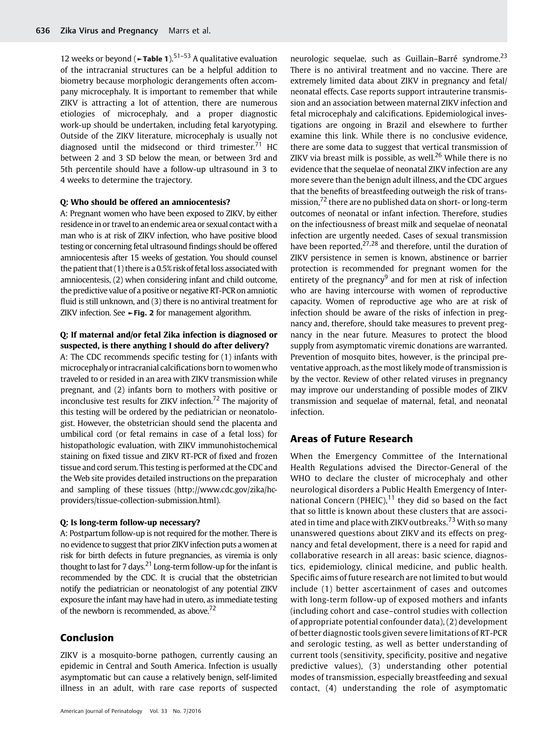12 weeks or beyond (►Table 1).[51–53] A qualitative evaluation of the intracranial structures can be a helpful addition to biometry because morphologic derangements often accompany microcephaly. It is important to remember that while ZIKV is attracting a lot of attention, there are numerous etiologies of microcephaly, and a proper diagnostic work-up should be undertaken, including fetal karyotyping. Outside of the ZIKV literature, microcephaly is usually not diagnosed until the midsecond or third trimester.[71] HC between 2 and 3 SD below the mean, or between 3rd and 5th percentile should have a follow-up ultrasound in 3 to 4 weeks to determine the trajectory.

#### Q: Who should be offered an amniocentesis?

A: Pregnant women who have been exposed to ZIKV, by either residence in or travel to an endemic area or sexual contact with a man who is at risk of ZIKV infection, who have positive blood testing or concerning fetal ultrasound findings should be offered amniocentesis after 15 weeks of gestation. You should counsel the patient that (1) there is a 0.5% risk of fetal loss associated with amniocentesis, (2) when considering infant and child outcome, the predictive value of a positive or negative RT-PCR on amniotic fluid is still unknown, and (3) there is no antiviral treatment for ZIKV infection. See ►Fig. 2 for management algorithm.

#### Q: If maternal and/or fetal Zika infection is diagnosed or suspected, is there anything I should do after delivery?

A: The CDC recommends specific testing for (1) infants with microcephaly or intracranial calcifications born to women who traveled to or resided in an area with ZIKV transmission while pregnant, and (2) infants born to mothers with positive or inconclusive test results for ZIKV infection.[72] The majority of this testing will be ordered by the pediatrician or neonatologist. However, the obstetrician should send the placenta and umbilical cord (or fetal remains in case of a fetal loss) for histopathologic evaluation, with ZIKV immunohistochemical staining on fixed tissue and ZIKV RT-PCR of fixed and frozen tissue and cord serum. This testing is performed at the CDC and the Web site provides detailed instructions on the preparation and sampling of these tissues (http://www.cdc.gov/zika/hc-providers/tissue-collection-submission.html).

#### Q: Is long-term follow-up necessary?

A: Postpartum follow-up is not required for the mother. There is no evidence to suggest that prior ZIKV infection puts a women at risk for birth defects in future pregnancies, as viremia is only thought to last for 7 days.[21] Long-term follow-up for the infant is recommended by the CDC. It is crucial that the obstetrician notify the pediatrician or neonatologist of any potential ZIKV exposure the infant may have had in utero, as immediate testing of the newborn is recommended, as above.[72]

## Conclusion

ZIKV is a mosquito-borne pathogen, currently causing an epidemic in Central and South America. Infection is usually asymptomatic but can cause a relatively benign, self-limited illness in an adult, with rare case reports of suspected neurologic sequelae, such as Guillain–Barré syndrome.[23] There is no antiviral treatment and no vaccine. There are extremely limited data about ZIKV in pregnancy and fetal/neonatal effects. Case reports support intrauterine transmission and an association between maternal ZIKV infection and fetal microcephaly and calcifications. Epidemiological investigations are ongoing in Brazil and elsewhere to further examine this link. While there is no conclusive evidence, there are some data to suggest that vertical transmission of ZIKV via breast milk is possible, as well.[26] While there is no evidence that the sequelae of neonatal ZIKV infection are any more severe than the benign adult illness, and the CDC argues that the benefits of breastfeeding outweigh the risk of transmission,[72] there are no published data on short- or long-term outcomes of neonatal or infant infection. Therefore, studies on the infectiousness of breast milk and sequelae of neonatal infection are urgently needed. Cases of sexual transmission have been reported,[27,28] and therefore, until the duration of ZIKV persistence in semen is known, abstinence or barrier protection is recommended for pregnant women for the entirety of the pregnancy[9] and for men at risk of infection who are having intercourse with women of reproductive capacity. Women of reproductive age who are at risk of infection should be aware of the risks of infection in pregnancy and, therefore, should take measures to prevent pregnancy in the near future. Measures to protect the blood supply from asymptomatic viremic donations are warranted. Prevention of mosquito bites, however, is the principal preventative approach, as the most likely mode of transmission is by the vector. Review of other related viruses in pregnancy may improve our understanding of possible modes of ZIKV transmission and sequelae of maternal, fetal, and neonatal infection.

## Areas of Future Research

When the Emergency Committee of the International Health Regulations advised the Director-General of the WHO to declare the cluster of microcephaly and other neurological disorders a Public Health Emergency of International Concern (PHEIC),[11] they did so based on the fact that so little is known about these clusters that are associated in time and place with ZIKV outbreaks.[73] With so many unanswered questions about ZIKV and its effects on pregnancy and fetal development, there is a need for rapid and collaborative research in all areas: basic science, diagnostics, epidemiology, clinical medicine, and public health. Specific aims of future research are not limited to but would include (1) better ascertainment of cases and outcomes with long-term follow-up of exposed mothers and infants (including cohort and case–control studies with collection of appropriate potential confounder data), (2) development of better diagnostic tools given severe limitations of RT-PCR and serologic testing, as well as better understanding of current tools (sensitivity, specificity, positive and negative predictive values), (3) understanding other potential modes of transmission, especially breastfeeding and sexual contact, (4) understanding the role of asymptomatic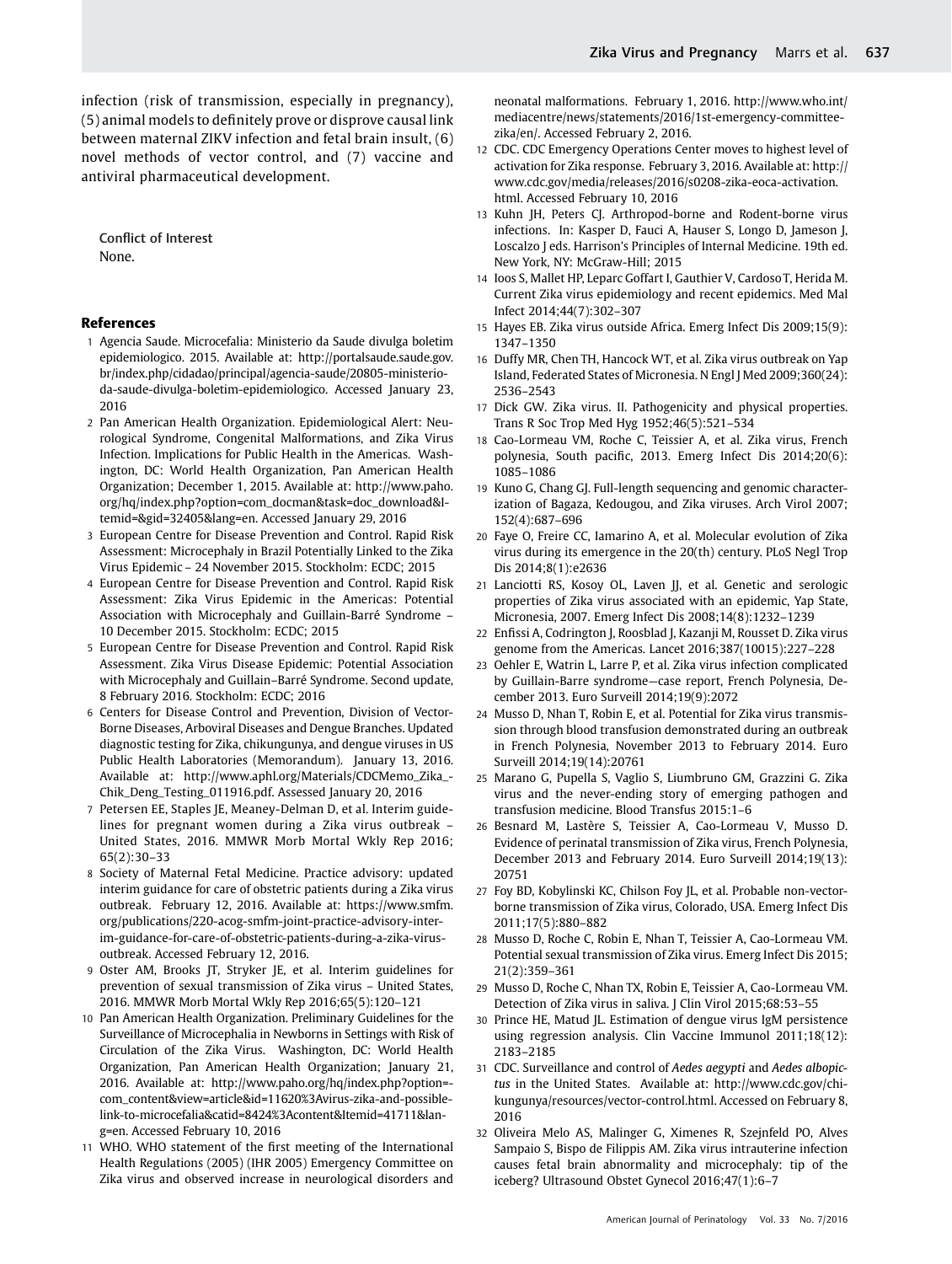infection (risk of transmission, especially in pregnancy), (5) animal models to definitely prove or disprove causal link between maternal ZIKV infection and fetal brain insult, (6) novel methods of vector control, and (7) vaccine and antiviral pharmaceutical development.

Conflict of Interest
None.

## References

1. Agencia Saude. Microcefalia: Ministerio da Saude divulga boletim epidemiologico. 2015. Available at: http://portalsaude.saude.gov.br/index.php/cidadao/principal/agencia-saude/20805-ministerio-da-saude-divulga-boletim-epidemiologico. Accessed January 23, 2016
2. Pan American Health Organization. Epidemiological Alert: Neurological Syndrome, Congenital Malformations, and Zika Virus Infection. Implications for Public Health in the Americas. Washington, DC: World Health Organization, Pan American Health Organization; December 1, 2015. Available at: http://www.paho.org/hq/index.php?option=com_docman&task=doc_download&Itemid=&gid=32405&lang=en. Accessed January 29, 2016
3. European Centre for Disease Prevention and Control. Rapid Risk Assessment: Microcephaly in Brazil Potentially Linked to the Zika Virus Epidemic – 24 November 2015. Stockholm: ECDC; 2015
4. European Centre for Disease Prevention and Control. Rapid Risk Assessment: Zika Virus Epidemic in the Americas: Potential Association with Microcephaly and Guillain-Barré Syndrome – 10 December 2015. Stockholm: ECDC; 2015
5. European Centre for Disease Prevention and Control. Rapid Risk Assessment. Zika Virus Disease Epidemic: Potential Association with Microcephaly and Guillain–Barré Syndrome. Second update, 8 February 2016. Stockholm: ECDC; 2016
6. Centers for Disease Control and Prevention, Division of Vector-Borne Diseases, Arboviral Diseases and Dengue Branches. Updated diagnostic testing for Zika, chikungunya, and dengue viruses in US Public Health Laboratories (Memorandum). January 13, 2016. Available at: http://www.aphl.org/Materials/CDCMemo_Zika_-Chik_Deng_Testing_011916.pdf. Assessed January 20, 2016
7. Petersen EE, Staples JE, Meaney-Delman D, et al. Interim guidelines for pregnant women during a Zika virus outbreak – United States, 2016. MMWR Morb Mortal Wkly Rep 2016; 65(2):30–33
8. Society of Maternal Fetal Medicine. Practice advisory: updated interim guidance for care of obstetric patients during a Zika virus outbreak. February 12, 2016. Available at: https://www.smfm.org/publications/220-acog-smfm-joint-practice-advisory-interim-guidance-for-care-of-obstetric-patients-during-a-zika-virus-outbreak. Accessed February 12, 2016.
9. Oster AM, Brooks JT, Stryker JE, et al. Interim guidelines for prevention of sexual transmission of Zika virus – United States, 2016. MMWR Morb Mortal Wkly Rep 2016;65(5):120–121
10. Pan American Health Organization. Preliminary Guidelines for the Surveillance of Microcephalia in Newborns in Settings with Risk of Circulation of the Zika Virus. Washington, DC: World Health Organization, Pan American Health Organization; January 21, 2016. Available at: http://www.paho.org/hq/index.php?option=com_content&view=article&id=11620%3Avirus-zika-and-possible-link-to-microcefalia&catid=8424%3Acontent&Itemid=41711&lang=en. Accessed February 10, 2016
11. WHO. WHO statement of the first meeting of the International Health Regulations (2005) (IHR 2005) Emergency Committee on Zika virus and observed increase in neurological disorders and neonatal malformations. February 1, 2016. http://www.who.int/mediacentre/news/statements/2016/1st-emergency-committee-zika/en/. Accessed February 2, 2016.
12. CDC. CDC Emergency Operations Center moves to highest level of activation for Zika response. February 3, 2016. Available at: http://www.cdc.gov/media/releases/2016/s0208-zika-eoca-activation.html. Accessed February 10, 2016
13. Kuhn JH, Peters CJ. Arthropod-borne and Rodent-borne virus infections. In: Kasper D, Fauci A, Hauser S, Longo D, Jameson J, Loscalzo J eds. Harrison's Principles of Internal Medicine. 19th ed. New York, NY: McGraw-Hill; 2015
14. Ioos S, Mallet HP, Leparc Goffart I, Gauthier V, Cardoso T, Herida M. Current Zika virus epidemiology and recent epidemics. Med Mal Infect 2014;44(7):302–307
15. Hayes EB. Zika virus outside Africa. Emerg Infect Dis 2009;15(9): 1347–1350
16. Duffy MR, Chen TH, Hancock WT, et al. Zika virus outbreak on Yap Island, Federated States of Micronesia. N Engl J Med 2009;360(24): 2536–2543
17. Dick GW. Zika virus. II. Pathogenicity and physical properties. Trans R Soc Trop Med Hyg 1952;46(5):521–534
18. Cao-Lormeau VM, Roche C, Teissier A, et al. Zika virus, French polynesia, South pacific, 2013. Emerg Infect Dis 2014;20(6): 1085–1086
19. Kuno G, Chang GJ. Full-length sequencing and genomic characterization of Bagaza, Kedougou, and Zika viruses. Arch Virol 2007; 152(4):687–696
20. Faye O, Freire CC, Iamarino A, et al. Molecular evolution of Zika virus during its emergence in the 20(th) century. PLoS Negl Trop Dis 2014;8(1):e2636
21. Lanciotti RS, Kosoy OL, Laven JJ, et al. Genetic and serologic properties of Zika virus associated with an epidemic, Yap State, Micronesia, 2007. Emerg Infect Dis 2008;14(8):1232–1239
22. Enfissi A, Codrington J, Roosblad J, Kazanji M, Rousset D. Zika virus genome from the Americas. Lancet 2016;387(10015):227–228
23. Oehler E, Watrin L, Larre P, et al. Zika virus infection complicated by Guillain-Barre syndrome—case report, French Polynesia, December 2013. Euro Surveill 2014;19(9):2072
24. Musso D, Nhan T, Robin E, et al. Potential for Zika virus transmission through blood transfusion demonstrated during an outbreak in French Polynesia, November 2013 to February 2014. Euro Surveill 2014;19(14):20761
25. Marano G, Pupella S, Vaglio S, Liumbruno GM, Grazzini G. Zika virus and the never-ending story of emerging pathogen and transfusion medicine. Blood Transfus 2015:1–6
26. Besnard M, Lastère S, Teissier A, Cao-Lormeau V, Musso D. Evidence of perinatal transmission of Zika virus, French Polynesia, December 2013 and February 2014. Euro Surveill 2014;19(13): 20751
27. Foy BD, Kobylinski KC, Chilson Foy JL, et al. Probable non-vector-borne transmission of Zika virus, Colorado, USA. Emerg Infect Dis 2011;17(5):880–882
28. Musso D, Roche C, Robin E, Nhan T, Teissier A, Cao-Lormeau VM. Potential sexual transmission of Zika virus. Emerg Infect Dis 2015; 21(2):359–361
29. Musso D, Roche C, Nhan TX, Robin E, Teissier A, Cao-Lormeau VM. Detection of Zika virus in saliva. J Clin Virol 2015;68:53–55
30. Prince HE, Matud JL. Estimation of dengue virus IgM persistence using regression analysis. Clin Vaccine Immunol 2011;18(12): 2183–2185
31. CDC. Surveillance and control of *Aedes aegypti* and *Aedes albopictus* in the United States. Available at: http://www.cdc.gov/chikungunya/resources/vector-control.html. Accessed on February 8, 2016
32. Oliveira Melo AS, Malinger G, Ximenes R, Szejnfeld PO, Alves Sampaio S, Bispo de Filippis AM. Zika virus intrauterine infection causes fetal brain abnormality and microcephaly: tip of the iceberg? Ultrasound Obstet Gynecol 2016;47(1):6–7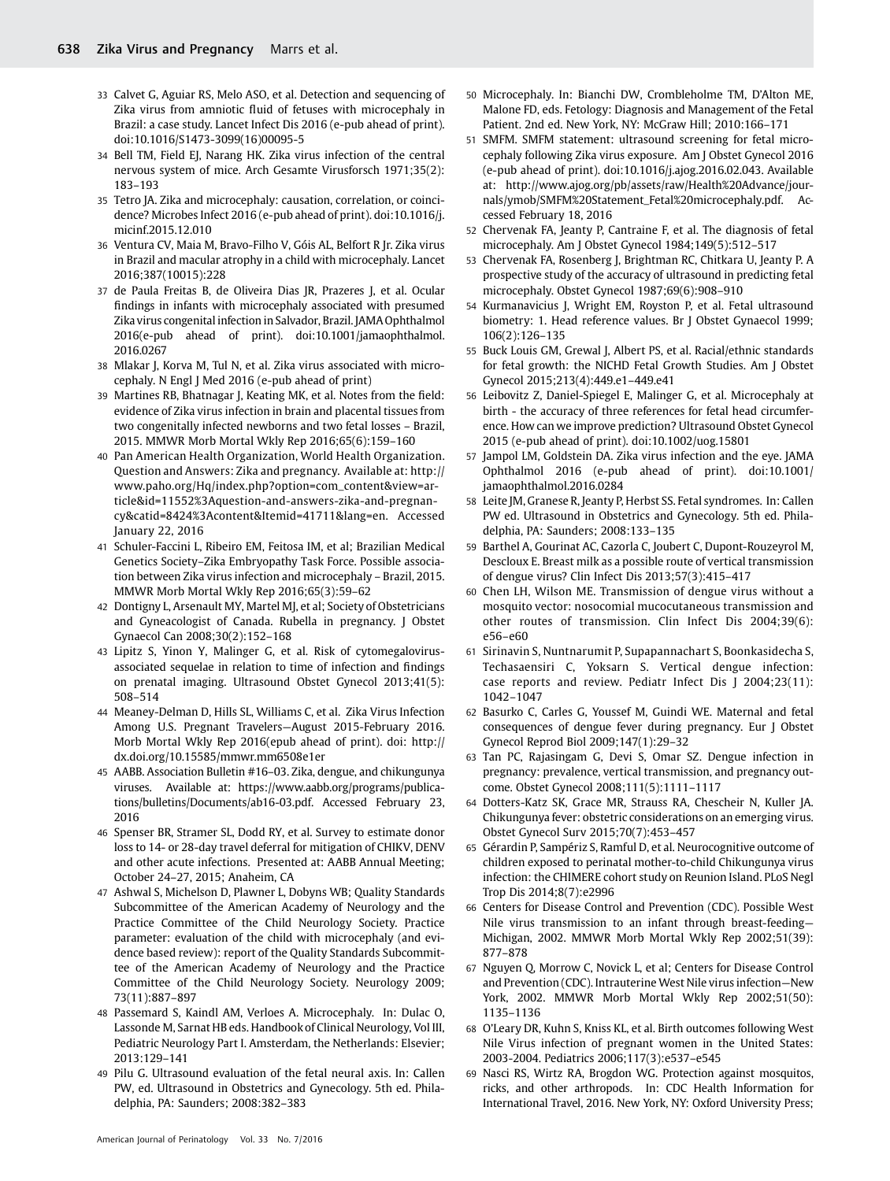33 Calvet G, Aguiar RS, Melo ASO, et al. Detection and sequencing of Zika virus from amniotic fluid of fetuses with microcephaly in Brazil: a case study. Lancet Infect Dis 2016 (e-pub ahead of print). doi:10.1016/S1473-3099(16)00095-5

34 Bell TM, Field EJ, Narang HK. Zika virus infection of the central nervous system of mice. Arch Gesamte Virusforsch 1971;35(2): 183–193

35 Tetro JA. Zika and microcephaly: causation, correlation, or coincidence? Microbes Infect 2016 (e-pub ahead of print). doi:10.1016/j.micinf.2015.12.010

36 Ventura CV, Maia M, Bravo-Filho V, Góis AL, Belfort R Jr. Zika virus in Brazil and macular atrophy in a child with microcephaly. Lancet 2016;387(10015):228

37 de Paula Freitas B, de Oliveira Dias JR, Prazeres J, et al. Ocular findings in infants with microcephaly associated with presumed Zika virus congenital infection in Salvador, Brazil. JAMA Ophthalmol 2016(e-pub ahead of print). doi:10.1001/jamaophthalmol.2016.0267

38 Mlakar J, Korva M, Tul N, et al. Zika virus associated with microcephaly. N Engl J Med 2016 (e-pub ahead of print)

39 Martines RB, Bhatnagar J, Keating MK, et al. Notes from the field: evidence of Zika virus infection in brain and placental tissues from two congenitally infected newborns and two fetal losses – Brazil, 2015. MMWR Morb Mortal Wkly Rep 2016;65(6):159–160

40 Pan American Health Organization, World Health Organization. Question and Answers: Zika and pregnancy. Available at: http://www.paho.org/Hq/index.php?option=com_content&view=article&id=11552%3Aquestion-and-answers-zika-and-pregnancy&catid=8424%3Acontent&Itemid=41711&lang=en. Accessed January 22, 2016

41 Schuler-Faccini L, Ribeiro EM, Feitosa IM, et al; Brazilian Medical Genetics Society–Zika Embryopathy Task Force. Possible association between Zika virus infection and microcephaly – Brazil, 2015. MMWR Morb Mortal Wkly Rep 2016;65(3):59–62

42 Dontigny L, Arsenault MY, Martel MJ, et al; Society of Obstetricians and Gyneacologist of Canada. Rubella in pregnancy. J Obstet Gynaecol Can 2008;30(2):152–168

43 Lipitz S, Yinon Y, Malinger G, et al. Risk of cytomegalovirus-associated sequelae in relation to time of infection and findings on prenatal imaging. Ultrasound Obstet Gynecol 2013;41(5): 508–514

44 Meaney-Delman D, Hills SL, Williams C, et al. Zika Virus Infection Among U.S. Pregnant Travelers—August 2015-February 2016. Morb Mortal Wkly Rep 2016(epub ahead of print). doi: http://dx.doi.org/10.15585/mmwr.mm6508e1er

45 AABB. Association Bulletin #16–03. Zika, dengue, and chikungunya viruses. Available at: https://www.aabb.org/programs/publications/bulletins/Documents/ab16-03.pdf. Accessed February 23, 2016

46 Spenser BR, Stramer SL, Dodd RY, et al. Survey to estimate donor loss to 14- or 28-day travel deferral for mitigation of CHIKV, DENV and other acute infections. Presented at: AABB Annual Meeting; October 24–27, 2015; Anaheim, CA

47 Ashwal S, Michelson D, Plawner L, Dobyns WB; Quality Standards Subcommittee of the American Academy of Neurology and the Practice Committee of the Child Neurology Society. Practice parameter: evaluation of the child with microcephaly (and evidence based review): report of the Quality Standards Subcommittee of the American Academy of Neurology and the Practice Committee of the Child Neurology Society. Neurology 2009; 73(11):887–897

48 Passemard S, Kaindl AM, Verloes A. Microcephaly. In: Dulac O, Lassonde M, Sarnat HB eds. Handbook of Clinical Neurology, Vol III, Pediatric Neurology Part I. Amsterdam, the Netherlands: Elsevier; 2013:129–141

49 Pilu G. Ultrasound evaluation of the fetal neural axis. In: Callen PW, ed. Ultrasound in Obstetrics and Gynecology. 5th ed. Philadelphia, PA: Saunders; 2008:382–383

50 Microcephaly. In: Bianchi DW, Crombleholme TM, D'Alton ME, Malone FD, eds. Fetology: Diagnosis and Management of the Fetal Patient. 2nd ed. New York, NY: McGraw Hill; 2010:166–171

51 SMFM. SMFM statement: ultrasound screening for fetal microcephaly following Zika virus exposure. Am J Obstet Gynecol 2016 (e-pub ahead of print). doi:10.1016/j.ajog.2016.02.043. Available at: http://www.ajog.org/pb/assets/raw/Health%20Advance/journals/ymob/SMFM%20Statement_Fetal%20microcephaly.pdf. Accessed February 18, 2016

52 Chervenak FA, Jeanty P, Cantraine F, et al. The diagnosis of fetal microcephaly. Am J Obstet Gynecol 1984;149(5):512–517

53 Chervenak FA, Rosenberg J, Brightman RC, Chitkara U, Jeanty P. A prospective study of the accuracy of ultrasound in predicting fetal microcephaly. Obstet Gynecol 1987;69(6):908–910

54 Kurmanavicius J, Wright EM, Royston P, et al. Fetal ultrasound biometry: 1. Head reference values. Br J Obstet Gynaecol 1999; 106(2):126–135

55 Buck Louis GM, Grewal J, Albert PS, et al. Racial/ethnic standards for fetal growth: the NICHD Fetal Growth Studies. Am J Obstet Gynecol 2015;213(4):449.e1–449.e41

56 Leibovitz Z, Daniel-Spiegel E, Malinger G, et al. Microcephaly at birth - the accuracy of three references for fetal head circumference. How can we improve prediction? Ultrasound Obstet Gynecol 2015 (e-pub ahead of print). doi:10.1002/uog.15801

57 Jampol LM, Goldstein DA. Zika virus infection and the eye. JAMA Ophthalmol 2016 (e-pub ahead of print). doi:10.1001/jamaophthalmol.2016.0284

58 Leite JM, Granese R, Jeanty P, Herbst SS. Fetal syndromes. In: Callen PW ed. Ultrasound in Obstetrics and Gynecology. 5th ed. Philadelphia, PA: Saunders; 2008:133–135

59 Barthel A, Gourinat AC, Cazorla C, Joubert C, Dupont-Rouzeyrol M, Descloux E. Breast milk as a possible route of vertical transmission of dengue virus? Clin Infect Dis 2013;57(3):415–417

60 Chen LH, Wilson ME. Transmission of dengue virus without a mosquito vector: nosocomial mucocutaneous transmission and other routes of transmission. Clin Infect Dis 2004;39(6): e56–e60

61 Sirinavin S, Nuntnarumit P, Supapannachart S, Boonkasidecha S, Techasaensiri C, Yoksarn S. Vertical dengue infection: case reports and review. Pediatr Infect Dis J 2004;23(11): 1042–1047

62 Basurko C, Carles G, Youssef M, Guindi WE. Maternal and fetal consequences of dengue fever during pregnancy. Eur J Obstet Gynecol Reprod Biol 2009;147(1):29–32

63 Tan PC, Rajasingam G, Devi S, Omar SZ. Dengue infection in pregnancy: prevalence, vertical transmission, and pregnancy outcome. Obstet Gynecol 2008;111(5):1111–1117

64 Dotters-Katz SK, Grace MR, Strauss RA, Chescheir N, Kuller JA. Chikungunya fever: obstetric considerations on an emerging virus. Obstet Gynecol Surv 2015;70(7):453–457

65 Gérardin P, Sampériz S, Ramful D, et al. Neurocognitive outcome of children exposed to perinatal mother-to-child Chikungunya virus infection: the CHIMERE cohort study on Reunion Island. PLoS Negl Trop Dis 2014;8(7):e2996

66 Centers for Disease Control and Prevention (CDC). Possible West Nile virus transmission to an infant through breast-feeding—Michigan, 2002. MMWR Morb Mortal Wkly Rep 2002;51(39): 877–878

67 Nguyen Q, Morrow C, Novick L, et al; Centers for Disease Control and Prevention (CDC). Intrauterine West Nile virus infection—New York, 2002. MMWR Morb Mortal Wkly Rep 2002;51(50): 1135–1136

68 O'Leary DR, Kuhn S, Kniss KL, et al. Birth outcomes following West Nile Virus infection of pregnant women in the United States: 2003-2004. Pediatrics 2006;117(3):e537–e545

69 Nasci RS, Wirtz RA, Brogdon WG. Protection against mosquitos, ricks, and other arthropods. In: CDC Health Information for International Travel, 2016. New York, NY: Oxford University Press;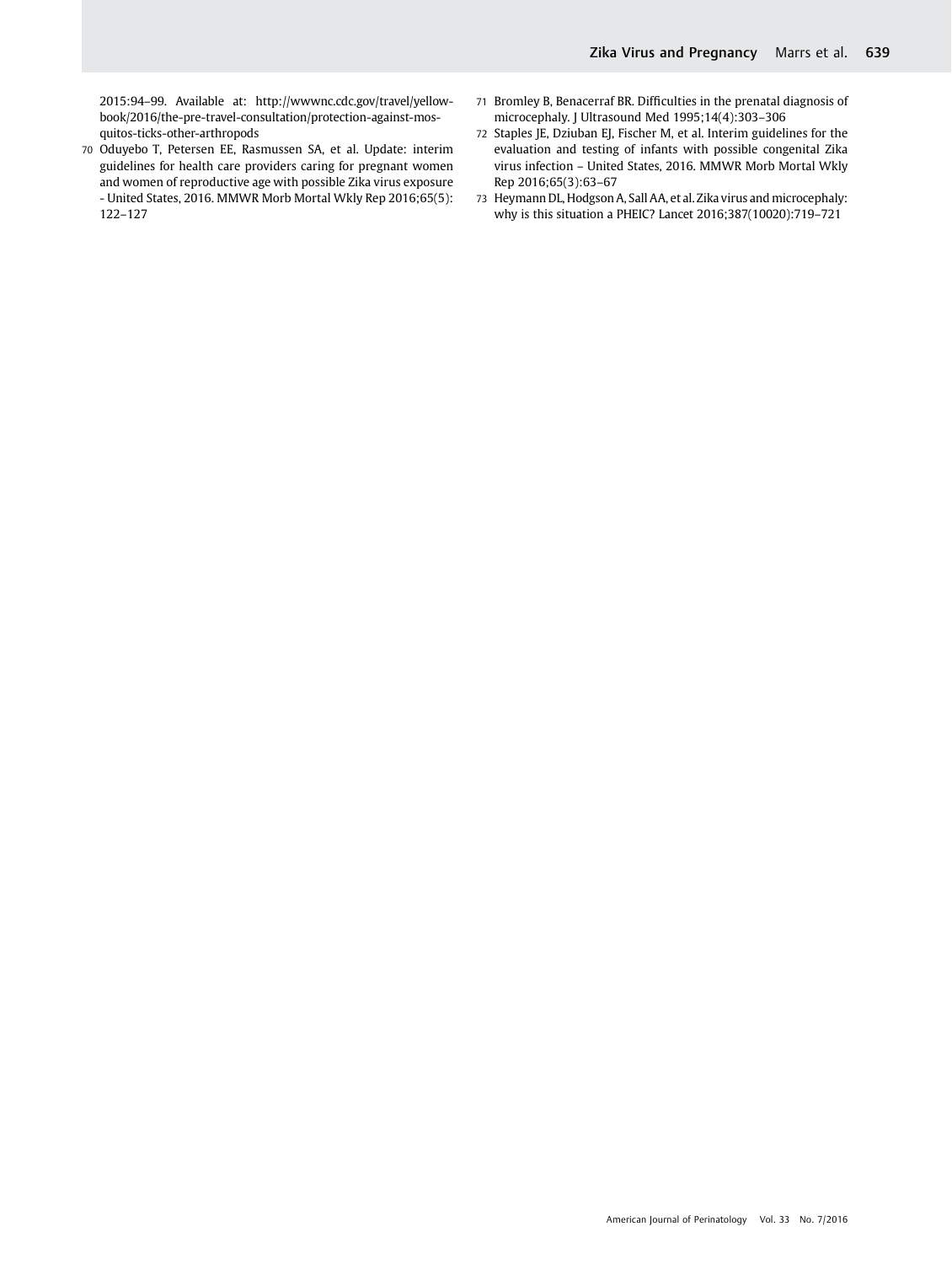2015:94–99. Available at: http://wwwnc.cdc.gov/travel/yellow-book/2016/the-pre-travel-consultation/protection-against-mosquitos-ticks-other-arthropods

70 Oduyebo T, Petersen EE, Rasmussen SA, et al. Update: interim guidelines for health care providers caring for pregnant women and women of reproductive age with possible Zika virus exposure - United States, 2016. MMWR Morb Mortal Wkly Rep 2016;65(5):122–127

71 Bromley B, Benacerraf BR. Difficulties in the prenatal diagnosis of microcephaly. J Ultrasound Med 1995;14(4):303–306

72 Staples JE, Dziuban EJ, Fischer M, et al. Interim guidelines for the evaluation and testing of infants with possible congenital Zika virus infection – United States, 2016. MMWR Morb Mortal Wkly Rep 2016;65(3):63–67

73 Heymann DL, Hodgson A, Sall AA, et al. Zika virus and microcephaly: why is this situation a PHEIC? Lancet 2016;387(10020):719–721